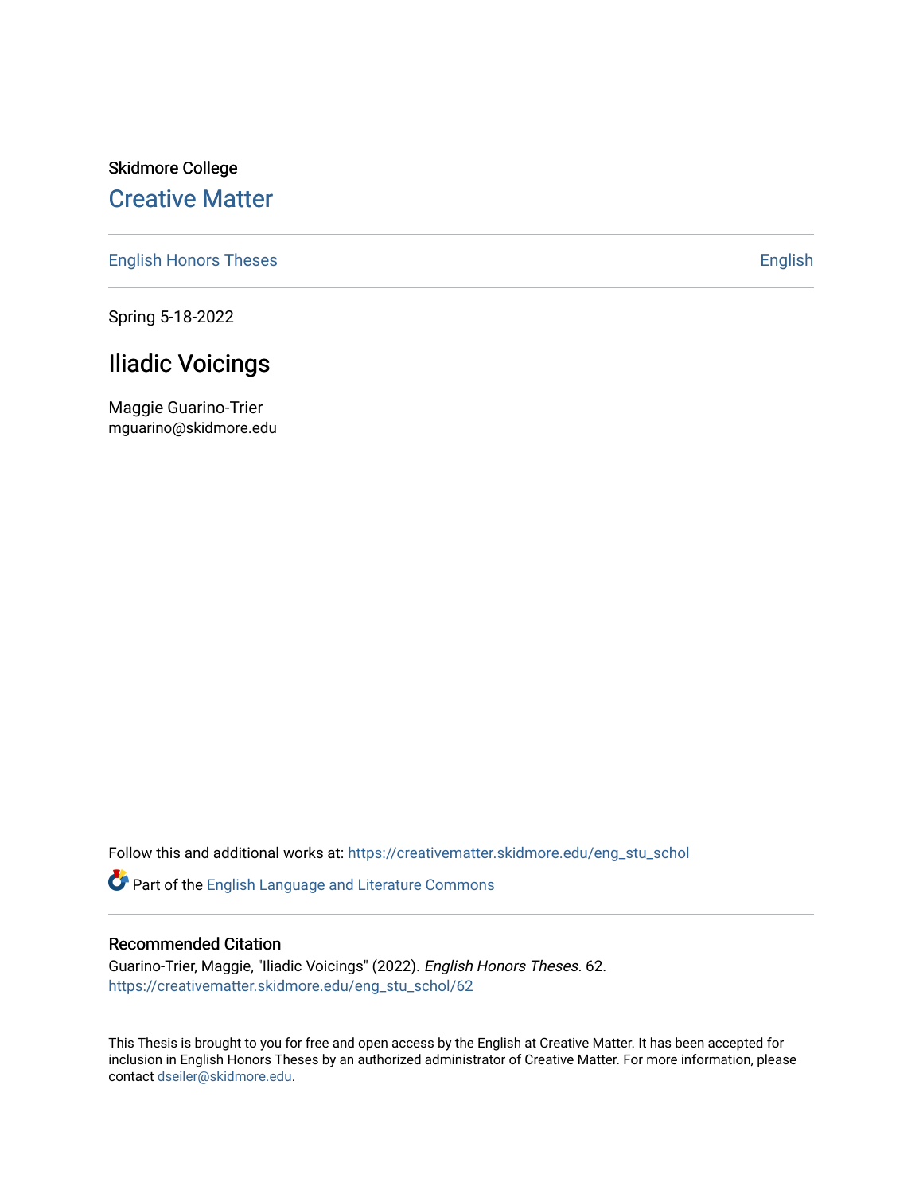Skidmore College

Creative Matter

English Honors Theses | English

Spring 5-18-2022

# Iliadic Voicings

Maggie Guarino-Trier
mguarino@skidmore.edu

Follow this and additional works at: https://creativematter.skidmore.edu/eng_stu_schol

Part of the English Language and Literature Commons

## Recommended Citation

Guarino-Trier, Maggie, "Iliadic Voicings" (2022). *English Honors Theses*. 62.
https://creativematter.skidmore.edu/eng_stu_schol/62

This Thesis is brought to you for free and open access by the English at Creative Matter. It has been accepted for inclusion in English Honors Theses by an authorized administrator of Creative Matter. For more information, please contact dseiler@skidmore.edu.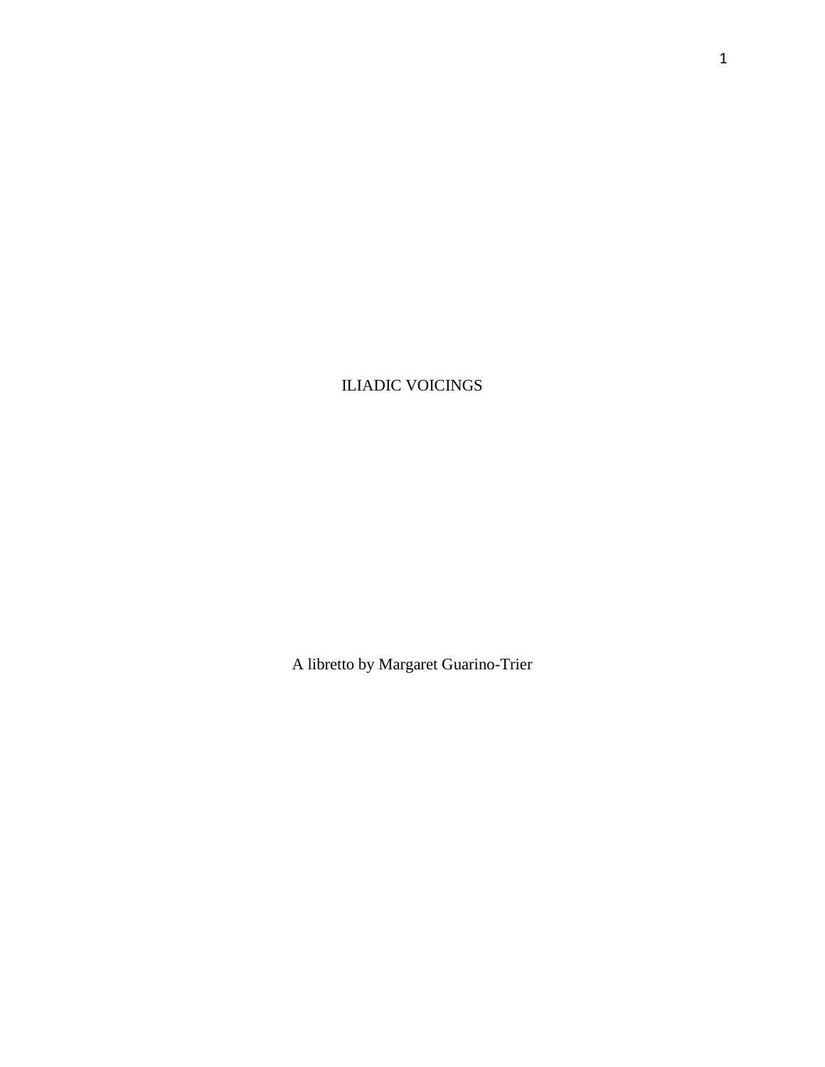# ILIADIC VOICINGS

A libretto by Margaret Guarino-Trier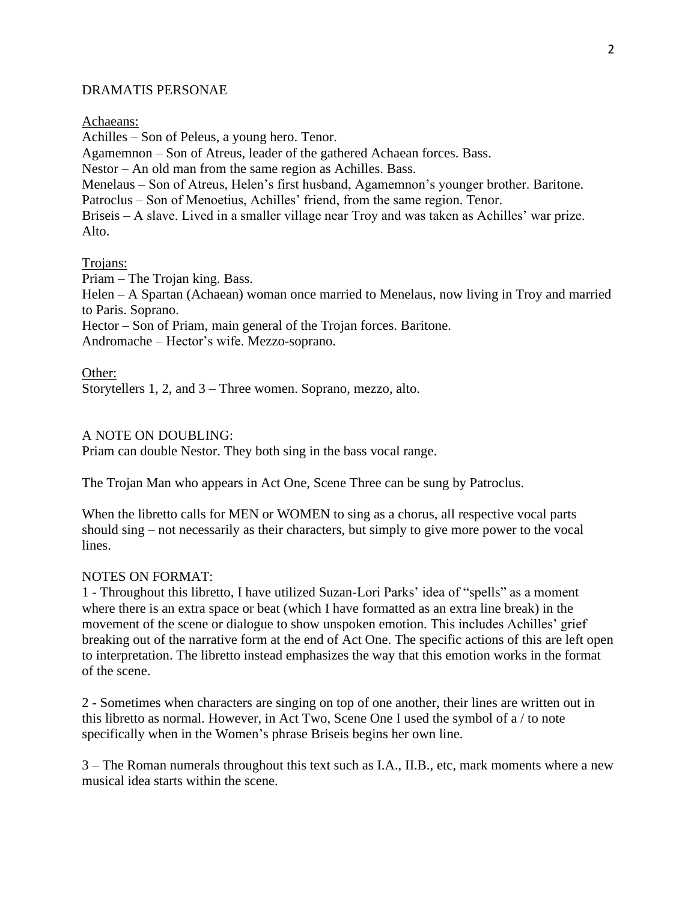DRAMATIS PERSONAE

<u>Achaeans:</u>
Achilles – Son of Peleus, a young hero. Tenor.
Agamemnon – Son of Atreus, leader of the gathered Achaean forces. Bass.
Nestor – An old man from the same region as Achilles. Bass.
Menelaus – Son of Atreus, Helen's first husband, Agamemnon's younger brother. Baritone.
Patroclus – Son of Menoetius, Achilles' friend, from the same region. Tenor.
Briseis – A slave. Lived in a smaller village near Troy and was taken as Achilles' war prize. Alto.

<u>Trojans:</u>
Priam – The Trojan king. Bass.
Helen – A Spartan (Achaean) woman once married to Menelaus, now living in Troy and married to Paris. Soprano.
Hector – Son of Priam, main general of the Trojan forces. Baritone.
Andromache – Hector's wife. Mezzo-soprano.

<u>Other:</u>
Storytellers 1, 2, and 3 – Three women. Soprano, mezzo, alto.

A NOTE ON DOUBLING:
Priam can double Nestor. They both sing in the bass vocal range.

The Trojan Man who appears in Act One, Scene Three can be sung by Patroclus.

When the libretto calls for MEN or WOMEN to sing as a chorus, all respective vocal parts should sing – not necessarily as their characters, but simply to give more power to the vocal lines.

NOTES ON FORMAT:
1 - Throughout this libretto, I have utilized Suzan-Lori Parks' idea of "spells" as a moment where there is an extra space or beat (which I have formatted as an extra line break) in the movement of the scene or dialogue to show unspoken emotion. This includes Achilles' grief breaking out of the narrative form at the end of Act One. The specific actions of this are left open to interpretation. The libretto instead emphasizes the way that this emotion works in the format of the scene.

2 - Sometimes when characters are singing on top of one another, their lines are written out in this libretto as normal. However, in Act Two, Scene One I used the symbol of a / to note specifically when in the Women's phrase Briseis begins her own line.

3 – The Roman numerals throughout this text such as I.A., II.B., etc, mark moments where a new musical idea starts within the scene.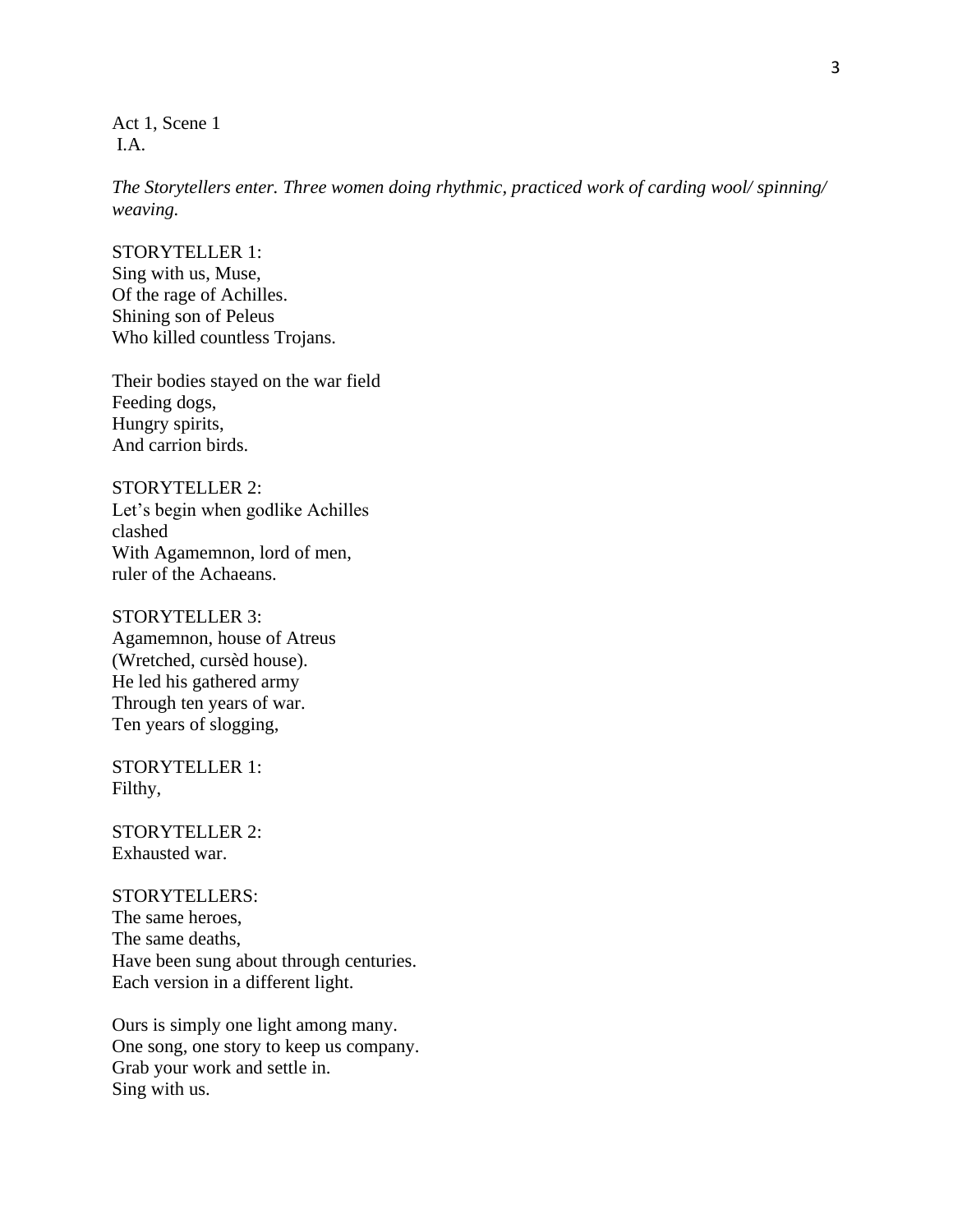Act 1, Scene 1
I.A.

*The Storytellers enter. Three women doing rhythmic, practiced work of carding wool/ spinning/ weaving.*

STORYTELLER 1:
Sing with us, Muse,
Of the rage of Achilles.
Shining son of Peleus
Who killed countless Trojans.

Their bodies stayed on the war field
Feeding dogs,
Hungry spirits,
And carrion birds.

STORYTELLER 2:
Let's begin when godlike Achilles
clashed
With Agamemnon, lord of men,
ruler of the Achaeans.

STORYTELLER 3:
Agamemnon, house of Atreus
(Wretched, cursèd house).
He led his gathered army
Through ten years of war.
Ten years of slogging,

STORYTELLER 1:
Filthy,

STORYTELLER 2:
Exhausted war.

STORYTELLERS:
The same heroes,
The same deaths,
Have been sung about through centuries.
Each version in a different light.

Ours is simply one light among many.
One song, one story to keep us company.
Grab your work and settle in.
Sing with us.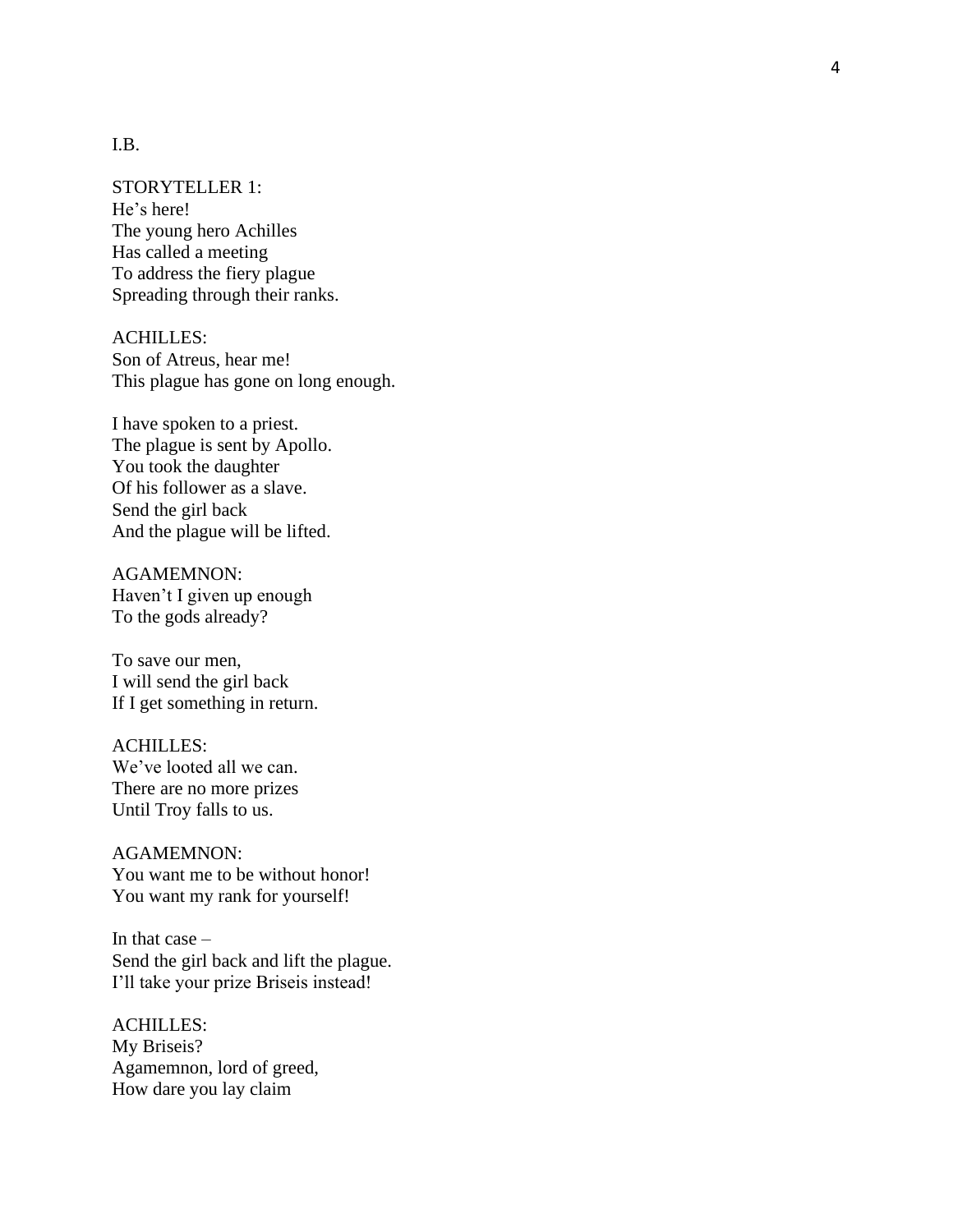I.B.

STORYTELLER 1:
He's here!
The young hero Achilles
Has called a meeting
To address the fiery plague
Spreading through their ranks.

ACHILLES:
Son of Atreus, hear me!
This plague has gone on long enough.

I have spoken to a priest.
The plague is sent by Apollo.
You took the daughter
Of his follower as a slave.
Send the girl back
And the plague will be lifted.

AGAMEMNON:
Haven't I given up enough
To the gods already?

To save our men,
I will send the girl back
If I get something in return.

ACHILLES:
We've looted all we can.
There are no more prizes
Until Troy falls to us.

AGAMEMNON:
You want me to be without honor!
You want my rank for yourself!

In that case –
Send the girl back and lift the plague.
I'll take your prize Briseis instead!

ACHILLES:
My Briseis?
Agamemnon, lord of greed,
How dare you lay claim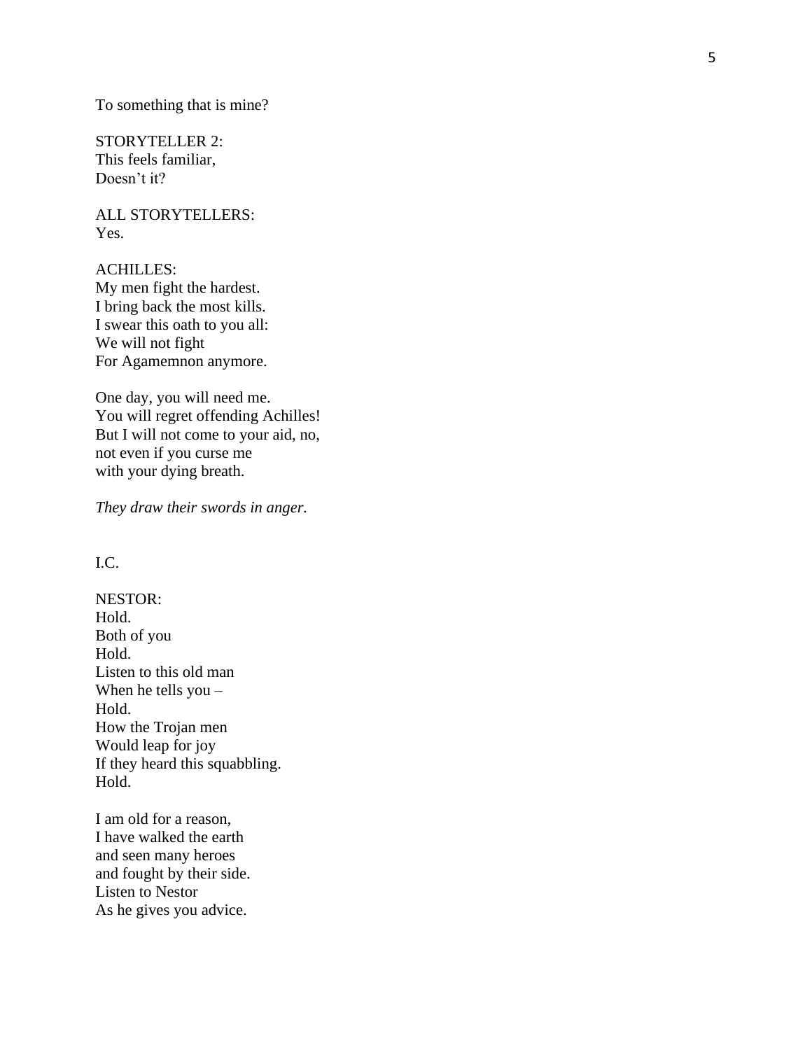To something that is mine?

STORYTELLER 2:
This feels familiar,
Doesn't it?

ALL STORYTELLERS:
Yes.

ACHILLES:
My men fight the hardest.
I bring back the most kills.
I swear this oath to you all:
We will not fight
For Agamemnon anymore.

One day, you will need me.
You will regret offending Achilles!
But I will not come to your aid, no,
not even if you curse me
with your dying breath.

*They draw their swords in anger.*

I.C.

NESTOR:
Hold.
Both of you
Hold.
Listen to this old man
When he tells you –
Hold.
How the Trojan men
Would leap for joy
If they heard this squabbling.
Hold.

I am old for a reason,
I have walked the earth
and seen many heroes
and fought by their side.
Listen to Nestor
As he gives you advice.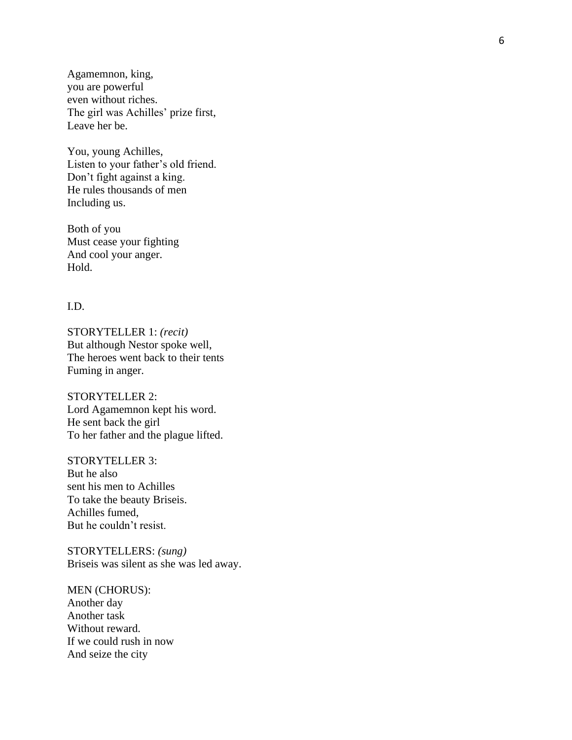Agamemnon, king,
you are powerful
even without riches.
The girl was Achilles' prize first,
Leave her be.

You, young Achilles,
Listen to your father's old friend.
Don't fight against a king.
He rules thousands of men
Including us.

Both of you
Must cease your fighting
And cool your anger.
Hold.

I.D.

STORYTELLER 1: *(recit)*
But although Nestor spoke well,
The heroes went back to their tents
Fuming in anger.

STORYTELLER 2:
Lord Agamemnon kept his word.
He sent back the girl
To her father and the plague lifted.

STORYTELLER 3:
But he also
sent his men to Achilles
To take the beauty Briseis.
Achilles fumed,
But he couldn't resist.

STORYTELLERS: *(sung)*
Briseis was silent as she was led away.

MEN (CHORUS):
Another day
Another task
Without reward.
If we could rush in now
And seize the city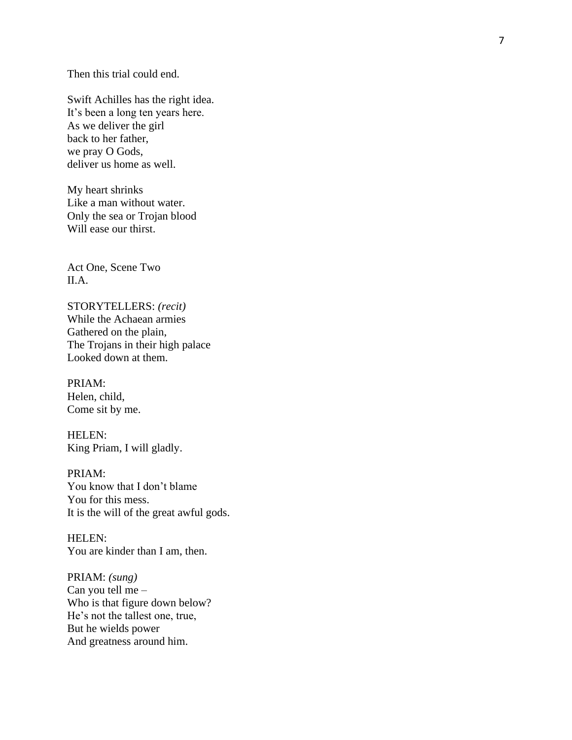Then this trial could end.

Swift Achilles has the right idea.
It's been a long ten years here.
As we deliver the girl
back to her father,
we pray O Gods,
deliver us home as well.

My heart shrinks
Like a man without water.
Only the sea or Trojan blood
Will ease our thirst.

Act One, Scene Two
II.A.

STORYTELLERS: *(recit)*
While the Achaean armies
Gathered on the plain,
The Trojans in their high palace
Looked down at them.

PRIAM:
Helen, child,
Come sit by me.

HELEN:
King Priam, I will gladly.

PRIAM:
You know that I don't blame
You for this mess.
It is the will of the great awful gods.

HELEN:
You are kinder than I am, then.

PRIAM: *(sung)*
Can you tell me –
Who is that figure down below?
He's not the tallest one, true,
But he wields power
And greatness around him.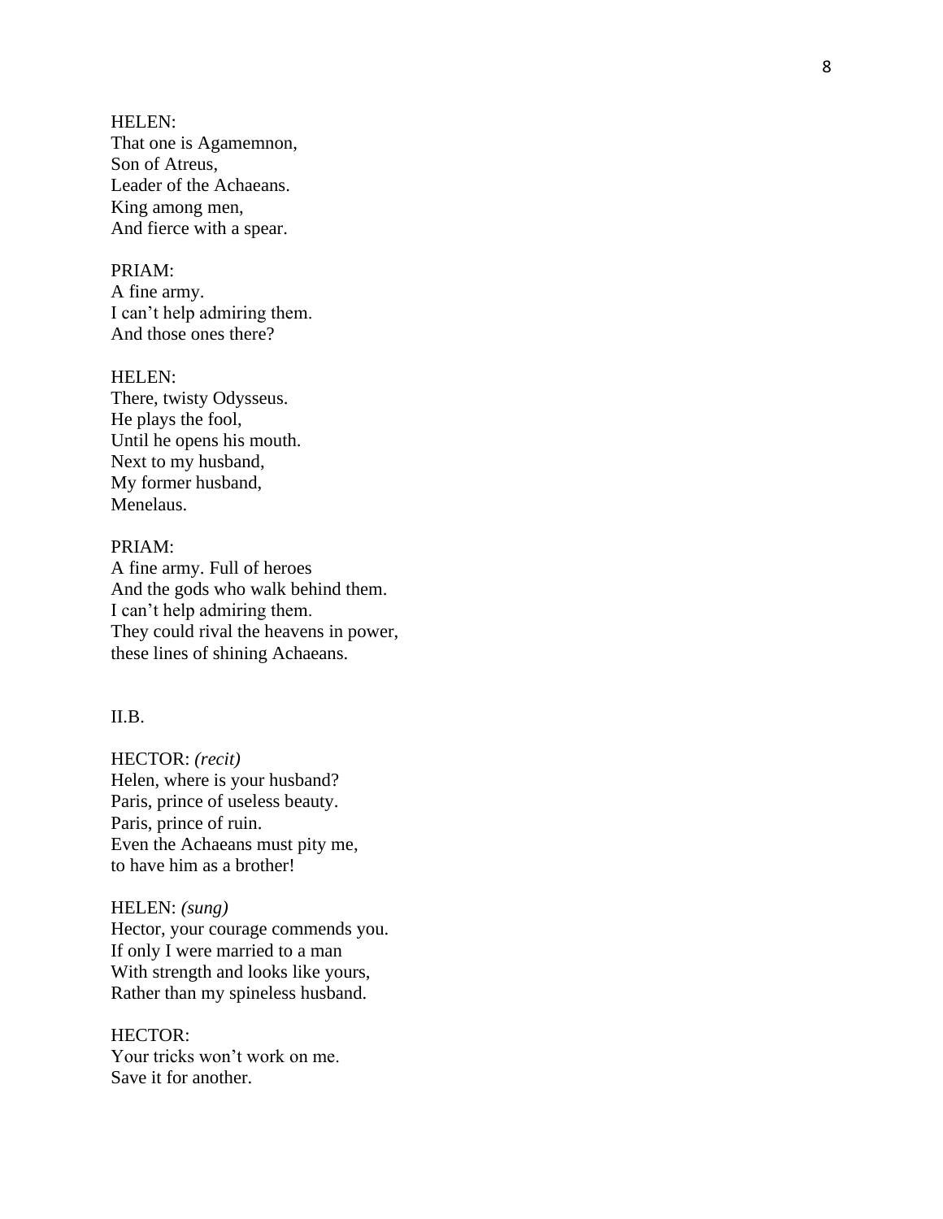HELEN:
That one is Agamemnon,
Son of Atreus,
Leader of the Achaeans.
King among men,
And fierce with a spear.

PRIAM:
A fine army.
I can't help admiring them.
And those ones there?

HELEN:
There, twisty Odysseus.
He plays the fool,
Until he opens his mouth.
Next to my husband,
My former husband,
Menelaus.

PRIAM:
A fine army. Full of heroes
And the gods who walk behind them.
I can't help admiring them.
They could rival the heavens in power,
these lines of shining Achaeans.

II.B.

HECTOR: *(recit)*
Helen, where is your husband?
Paris, prince of useless beauty.
Paris, prince of ruin.
Even the Achaeans must pity me,
to have him as a brother!

HELEN: *(sung)*
Hector, your courage commends you.
If only I were married to a man
With strength and looks like yours,
Rather than my spineless husband.

HECTOR:
Your tricks won't work on me.
Save it for another.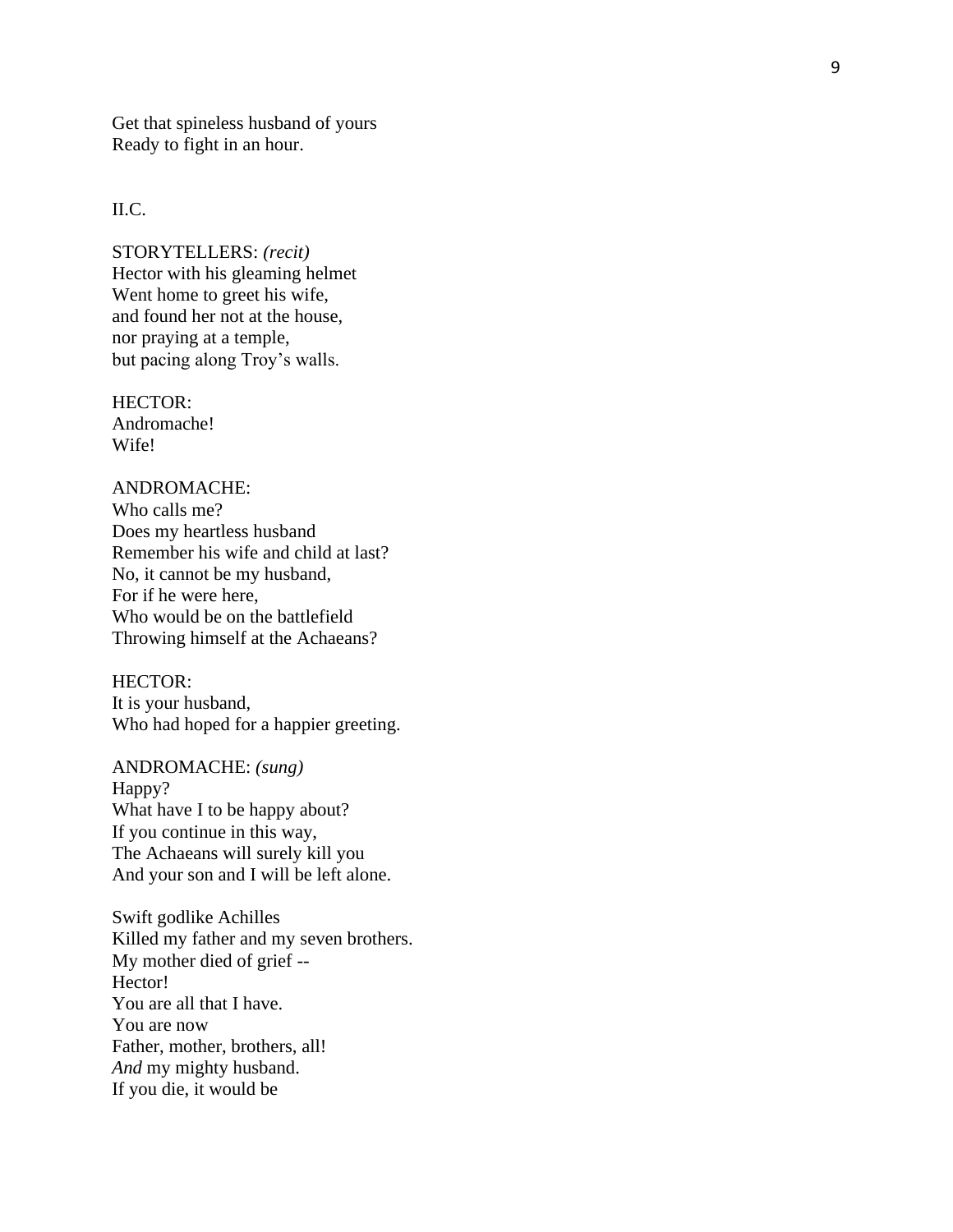Get that spineless husband of yours
Ready to fight in an hour.

II.C.

STORYTELLERS: *(recit)*
Hector with his gleaming helmet
Went home to greet his wife,
and found her not at the house,
nor praying at a temple,
but pacing along Troy's walls.

HECTOR:
Andromache!
Wife!

ANDROMACHE:
Who calls me?
Does my heartless husband
Remember his wife and child at last?
No, it cannot be my husband,
For if he were here,
Who would be on the battlefield
Throwing himself at the Achaeans?

HECTOR:
It is your husband,
Who had hoped for a happier greeting.

ANDROMACHE: *(sung)*
Happy?
What have I to be happy about?
If you continue in this way,
The Achaeans will surely kill you
And your son and I will be left alone.

Swift godlike Achilles
Killed my father and my seven brothers.
My mother died of grief --
Hector!
You are all that I have.
You are now
Father, mother, brothers, all!
*And* my mighty husband.
If you die, it would be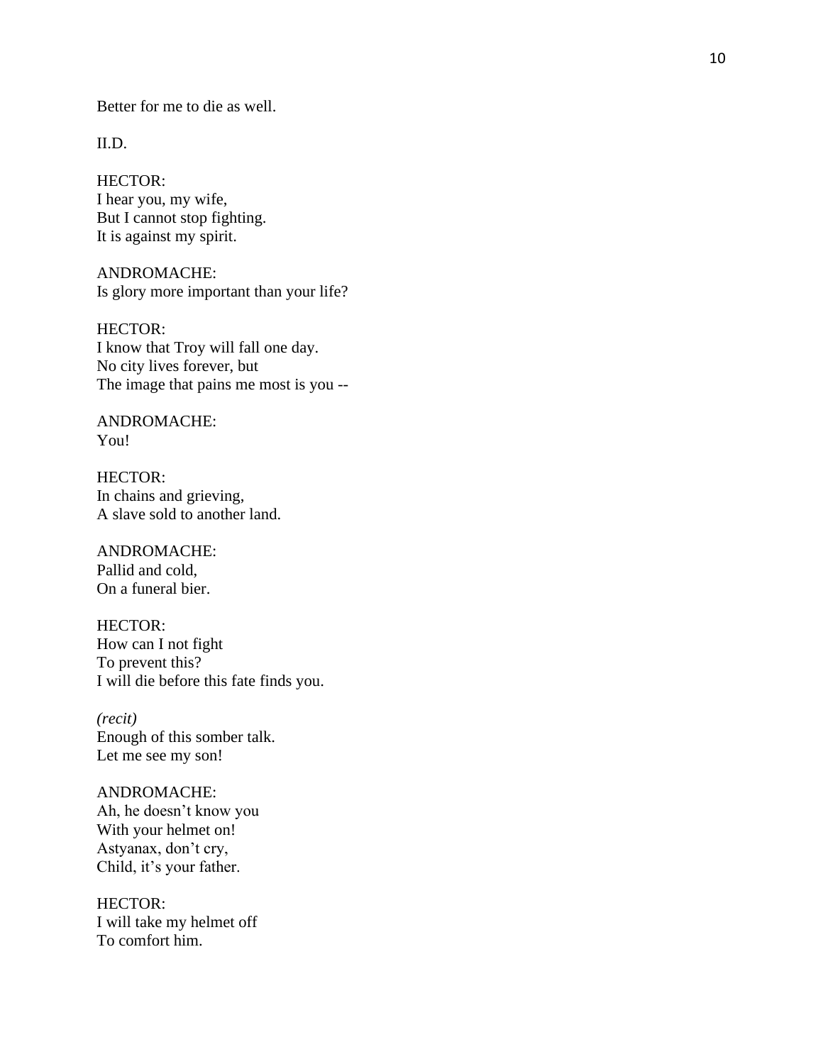Better for me to die as well.

II.D.

HECTOR:
I hear you, my wife,
But I cannot stop fighting.
It is against my spirit.

ANDROMACHE:
Is glory more important than your life?

HECTOR:
I know that Troy will fall one day.
No city lives forever, but
The image that pains me most is you --

ANDROMACHE:
You!

HECTOR:
In chains and grieving,
A slave sold to another land.

ANDROMACHE:
Pallid and cold,
On a funeral bier.

HECTOR:
How can I not fight
To prevent this?
I will die before this fate finds you.

*(recit)*
Enough of this somber talk.
Let me see my son!

ANDROMACHE:
Ah, he doesn't know you
With your helmet on!
Astyanax, don't cry,
Child, it's your father.

HECTOR:
I will take my helmet off
To comfort him.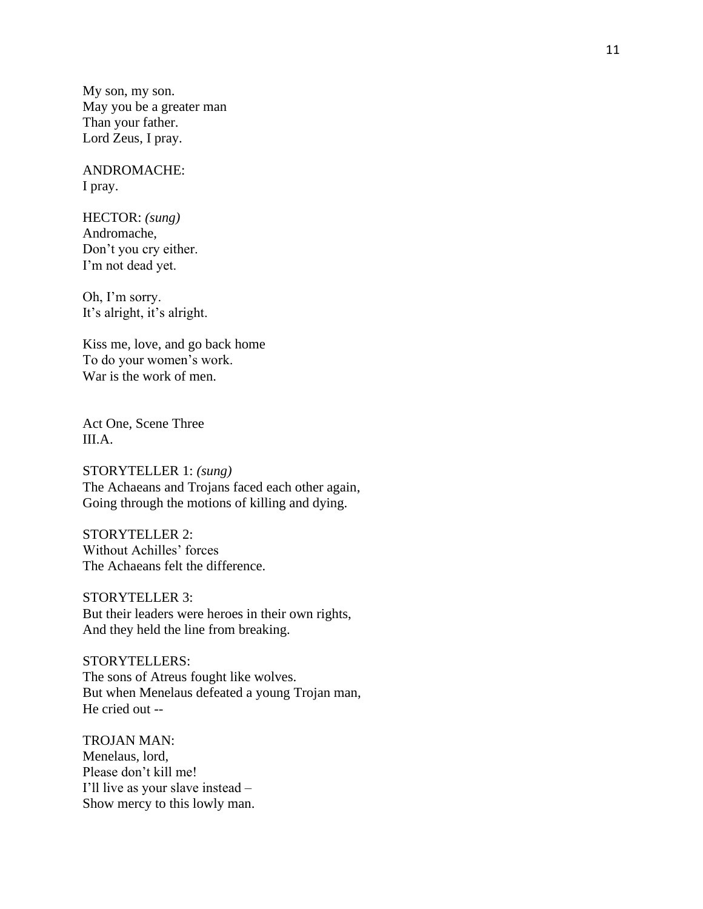My son, my son.
May you be a greater man
Than your father.
Lord Zeus, I pray.

ANDROMACHE:
I pray.

HECTOR: *(sung)*
Andromache,
Don't you cry either.
I'm not dead yet.

Oh, I'm sorry.
It's alright, it's alright.

Kiss me, love, and go back home
To do your women's work.
War is the work of men.

Act One, Scene Three
III.A.

STORYTELLER 1: *(sung)*
The Achaeans and Trojans faced each other again,
Going through the motions of killing and dying.

STORYTELLER 2:
Without Achilles' forces
The Achaeans felt the difference.

STORYTELLER 3:
But their leaders were heroes in their own rights,
And they held the line from breaking.

STORYTELLERS:
The sons of Atreus fought like wolves.
But when Menelaus defeated a young Trojan man,
He cried out --

TROJAN MAN:
Menelaus, lord,
Please don't kill me!
I'll live as your slave instead –
Show mercy to this lowly man.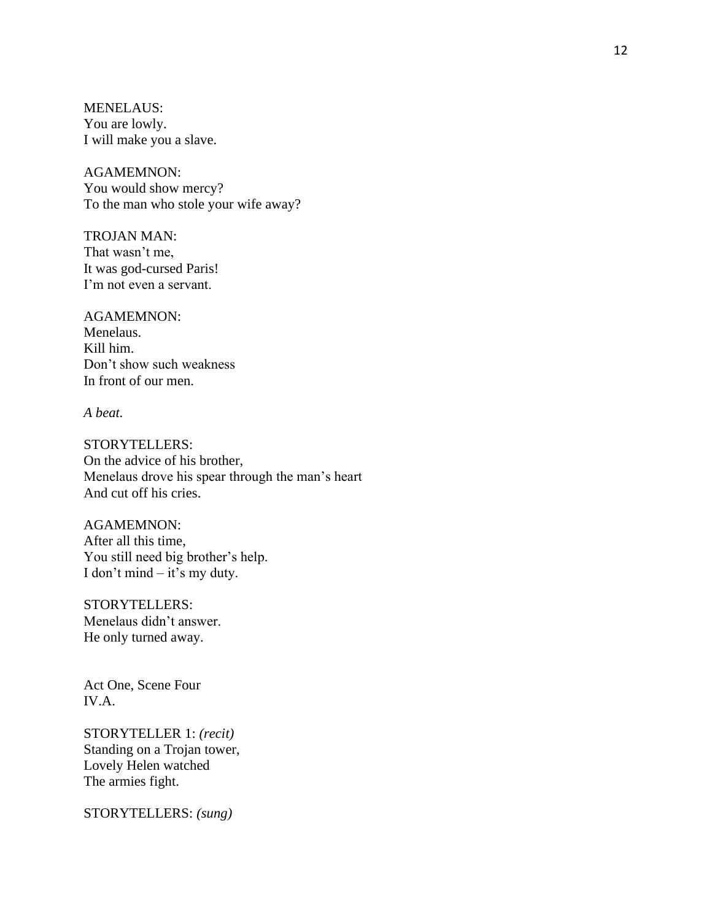MENELAUS:
You are lowly.
I will make you a slave.

AGAMEMNON:
You would show mercy?
To the man who stole your wife away?

TROJAN MAN:
That wasn't me,
It was god-cursed Paris!
I'm not even a servant.

AGAMEMNON:
Menelaus.
Kill him.
Don't show such weakness
In front of our men.

*A beat.*

STORYTELLERS:
On the advice of his brother,
Menelaus drove his spear through the man's heart
And cut off his cries.

AGAMEMNON:
After all this time,
You still need big brother's help.
I don't mind – it's my duty.

STORYTELLERS:
Menelaus didn't answer.
He only turned away.

Act One, Scene Four
IV.A.

STORYTELLER 1: *(recit)*
Standing on a Trojan tower,
Lovely Helen watched
The armies fight.

STORYTELLERS: *(sung)*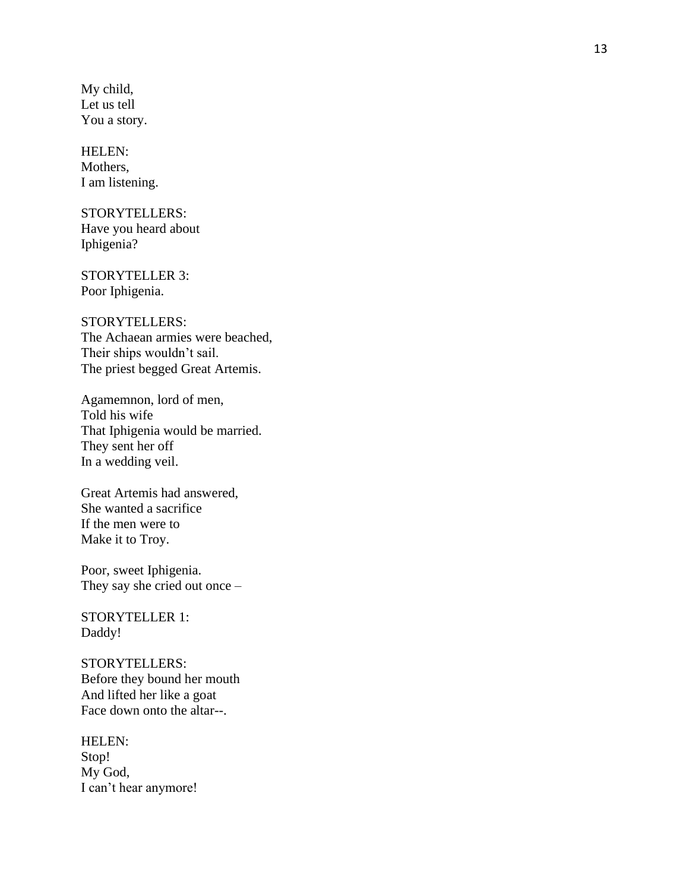My child,
Let us tell
You a story.

HELEN:
Mothers,
I am listening.

STORYTELLERS:
Have you heard about
Iphigenia?

STORYTELLER 3:
Poor Iphigenia.

STORYTELLERS:
The Achaean armies were beached,
Their ships wouldn't sail.
The priest begged Great Artemis.

Agamemnon, lord of men,
Told his wife
That Iphigenia would be married.
They sent her off
In a wedding veil.

Great Artemis had answered,
She wanted a sacrifice
If the men were to
Make it to Troy.

Poor, sweet Iphigenia.
They say she cried out once –

STORYTELLER 1:
Daddy!

STORYTELLERS:
Before they bound her mouth
And lifted her like a goat
Face down onto the altar--.

HELEN:
Stop!
My God,
I can't hear anymore!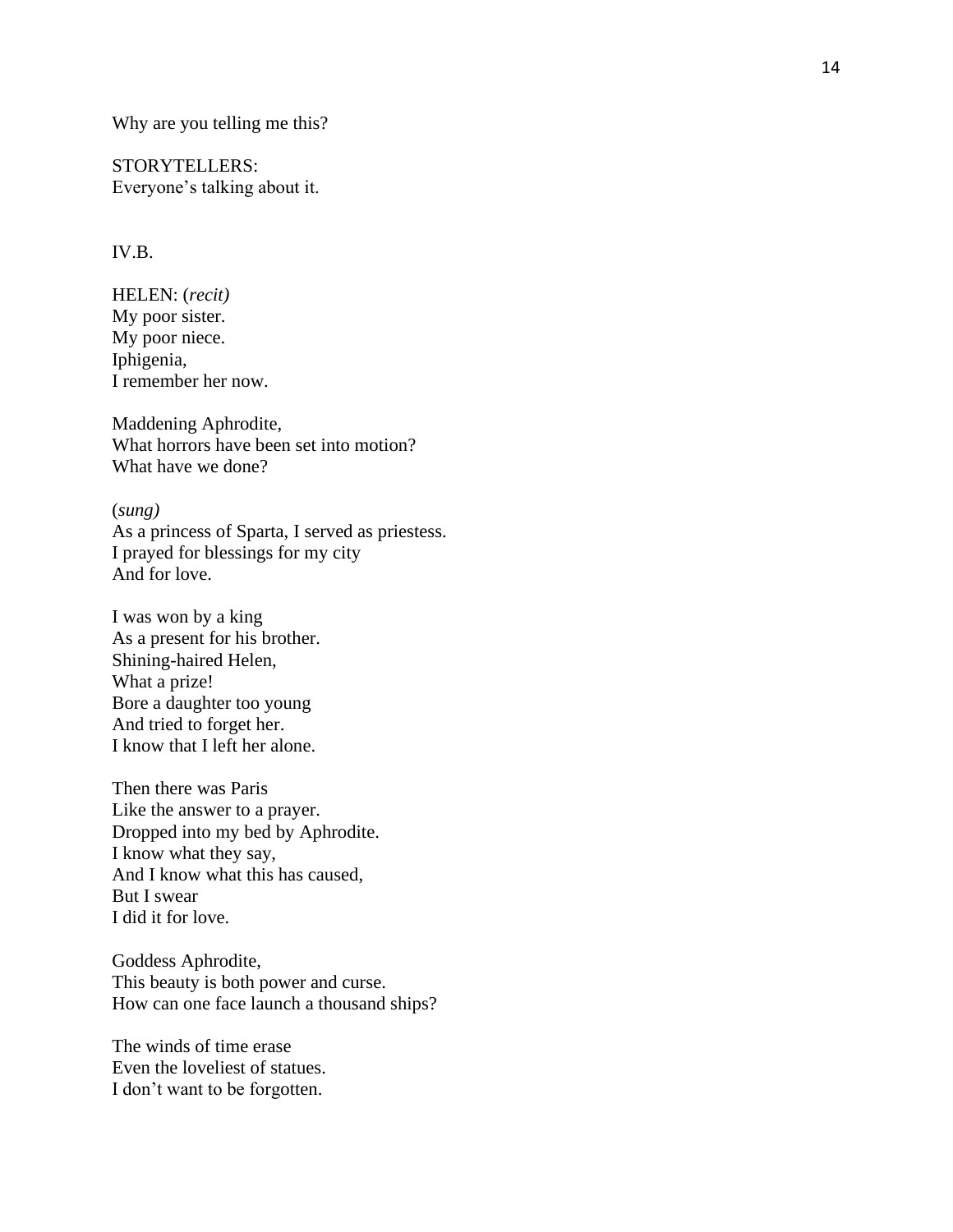Why are you telling me this?

STORYTELLERS:
Everyone's talking about it.

IV.B.

HELEN: (*recit)*
My poor sister.
My poor niece.
Iphigenia,
I remember her now.

Maddening Aphrodite,
What horrors have been set into motion?
What have we done?

(*sung)*
As a princess of Sparta, I served as priestess.
I prayed for blessings for my city
And for love.

I was won by a king
As a present for his brother.
Shining-haired Helen,
What a prize!
Bore a daughter too young
And tried to forget her.
I know that I left her alone.

Then there was Paris
Like the answer to a prayer.
Dropped into my bed by Aphrodite.
I know what they say,
And I know what this has caused,
But I swear
I did it for love.

Goddess Aphrodite,
This beauty is both power and curse.
How can one face launch a thousand ships?

The winds of time erase
Even the loveliest of statues.
I don't want to be forgotten.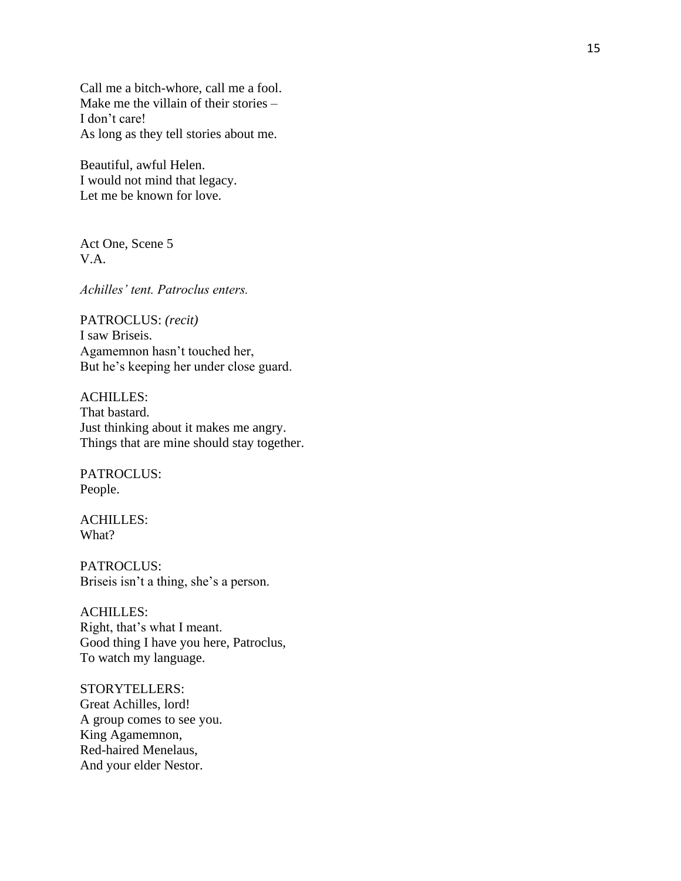Call me a bitch-whore, call me a fool.
Make me the villain of their stories –
I don't care!
As long as they tell stories about me.

Beautiful, awful Helen.
I would not mind that legacy.
Let me be known for love.

Act One, Scene 5
V.A.

*Achilles' tent. Patroclus enters.*

PATROCLUS: *(recit)*
I saw Briseis.
Agamemnon hasn't touched her,
But he's keeping her under close guard.

ACHILLES:
That bastard.
Just thinking about it makes me angry.
Things that are mine should stay together.

PATROCLUS:
People.

ACHILLES:
What?

PATROCLUS:
Briseis isn't a thing, she's a person.

ACHILLES:
Right, that's what I meant.
Good thing I have you here, Patroclus,
To watch my language.

STORYTELLERS:
Great Achilles, lord!
A group comes to see you.
King Agamemnon,
Red-haired Menelaus,
And your elder Nestor.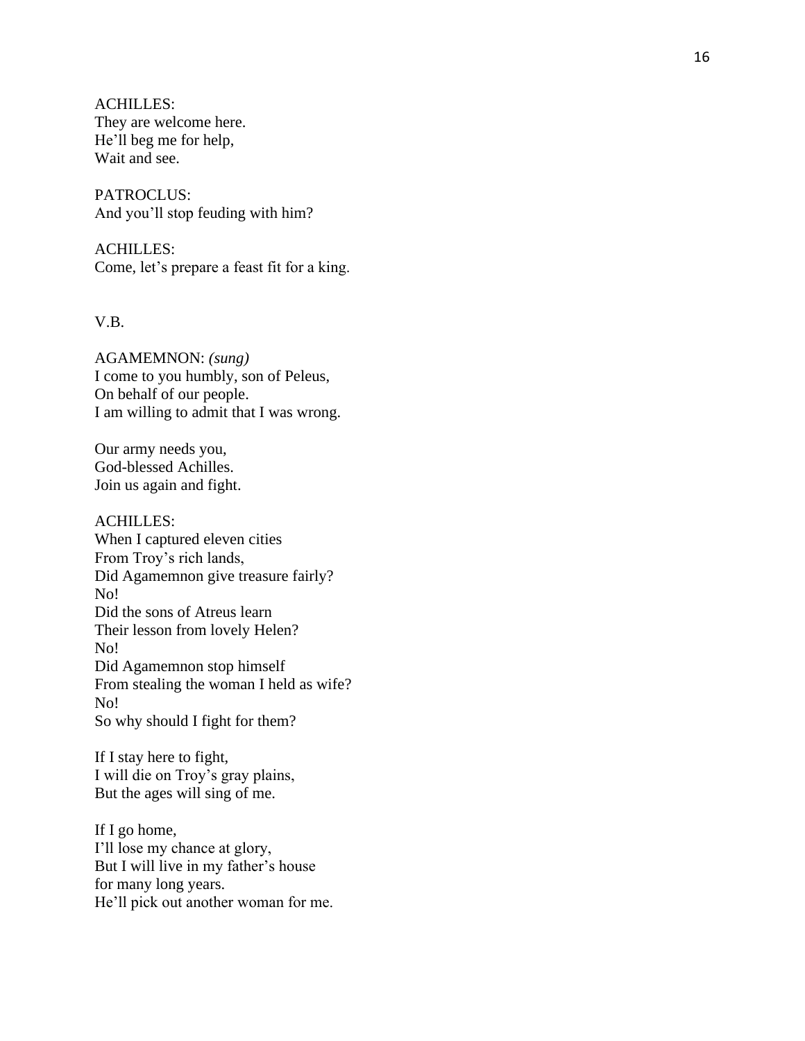ACHILLES:
They are welcome here.
He'll beg me for help,
Wait and see.

PATROCLUS:
And you'll stop feuding with him?

ACHILLES:
Come, let's prepare a feast fit for a king.

V.B.

AGAMEMNON: *(sung)*
I come to you humbly, son of Peleus,
On behalf of our people.
I am willing to admit that I was wrong.

Our army needs you,
God-blessed Achilles.
Join us again and fight.

ACHILLES:
When I captured eleven cities
From Troy's rich lands,
Did Agamemnon give treasure fairly?
No!
Did the sons of Atreus learn
Their lesson from lovely Helen?
No!
Did Agamemnon stop himself
From stealing the woman I held as wife?
No!
So why should I fight for them?

If I stay here to fight,
I will die on Troy's gray plains,
But the ages will sing of me.

If I go home,
I'll lose my chance at glory,
But I will live in my father's house
for many long years.
He'll pick out another woman for me.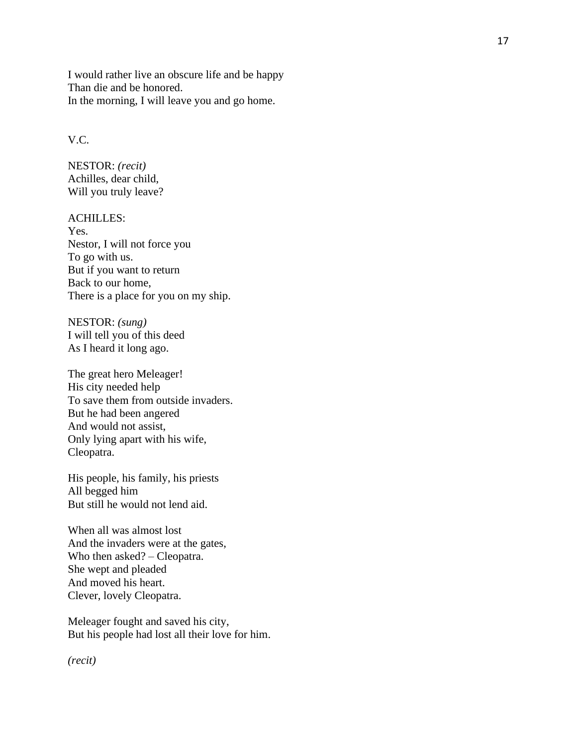I would rather live an obscure life and be happy
Than die and be honored.
In the morning, I will leave you and go home.

V.C.

NESTOR: *(recit)*
Achilles, dear child,
Will you truly leave?

ACHILLES:
Yes.
Nestor, I will not force you
To go with us.
But if you want to return
Back to our home,
There is a place for you on my ship.

NESTOR: *(sung)*
I will tell you of this deed
As I heard it long ago.

The great hero Meleager!
His city needed help
To save them from outside invaders.
But he had been angered
And would not assist,
Only lying apart with his wife,
Cleopatra.

His people, his family, his priests
All begged him
But still he would not lend aid.

When all was almost lost
And the invaders were at the gates,
Who then asked? – Cleopatra.
She wept and pleaded
And moved his heart.
Clever, lovely Cleopatra.

Meleager fought and saved his city,
But his people had lost all their love for him.

*(recit)*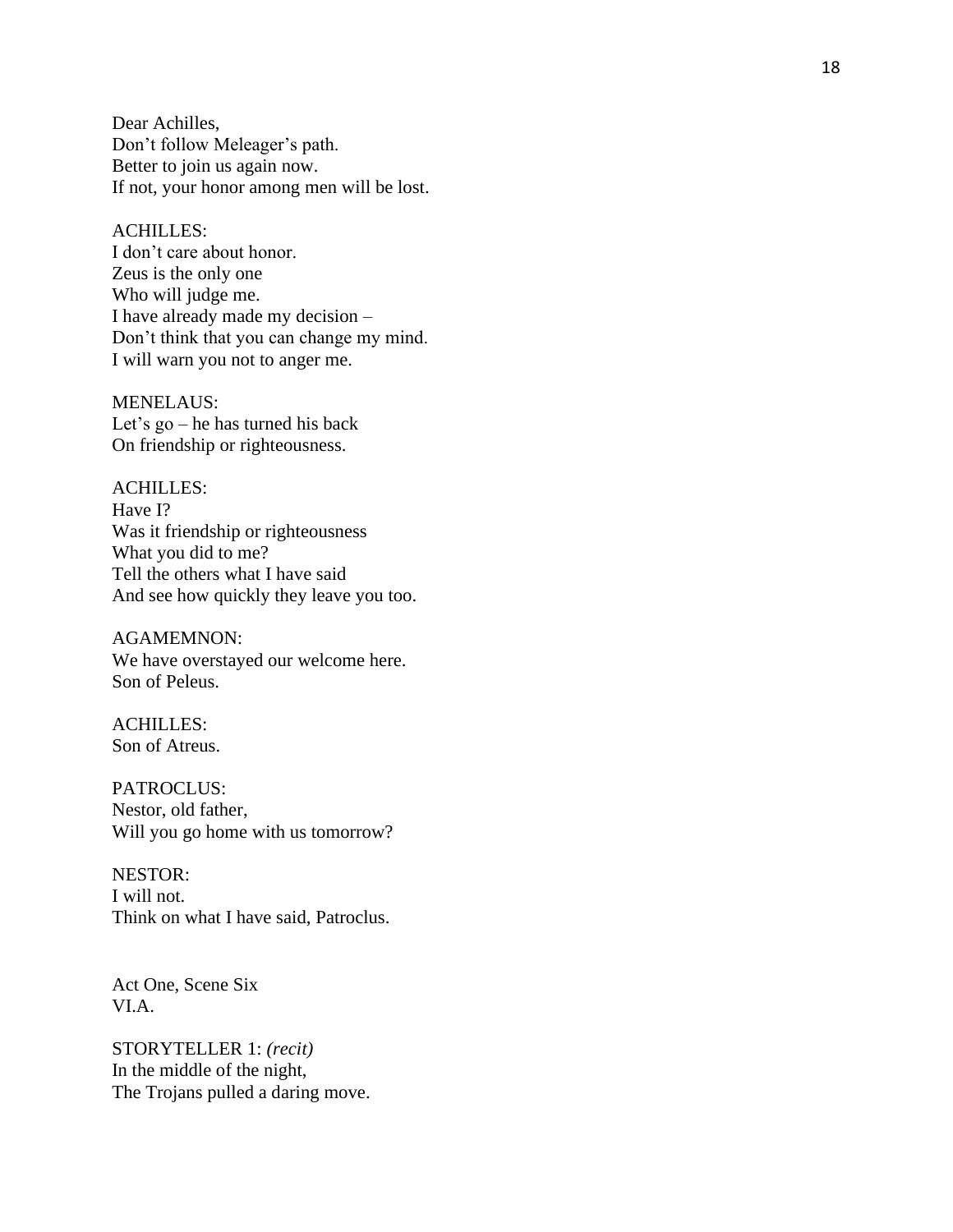Dear Achilles,
Don't follow Meleager's path.
Better to join us again now.
If not, your honor among men will be lost.

ACHILLES:
I don't care about honor.
Zeus is the only one
Who will judge me.
I have already made my decision –
Don't think that you can change my mind.
I will warn you not to anger me.

MENELAUS:
Let's go – he has turned his back
On friendship or righteousness.

ACHILLES:
Have I?
Was it friendship or righteousness
What you did to me?
Tell the others what I have said
And see how quickly they leave you too.

AGAMEMNON:
We have overstayed our welcome here.
Son of Peleus.

ACHILLES:
Son of Atreus.

PATROCLUS:
Nestor, old father,
Will you go home with us tomorrow?

NESTOR:
I will not.
Think on what I have said, Patroclus.

Act One, Scene Six
VI.A.

STORYTELLER 1: *(recit)*
In the middle of the night,
The Trojans pulled a daring move.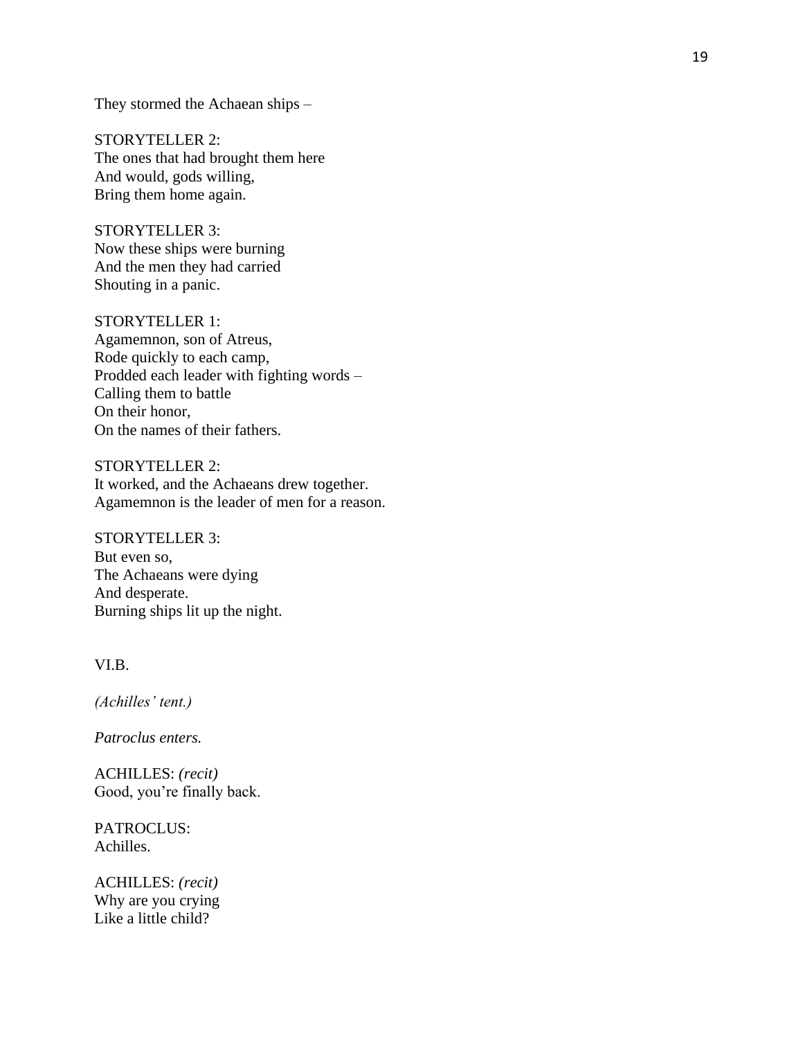They stormed the Achaean ships –

STORYTELLER 2:
The ones that had brought them here
And would, gods willing,
Bring them home again.

STORYTELLER 3:
Now these ships were burning
And the men they had carried
Shouting in a panic.

STORYTELLER 1:
Agamemnon, son of Atreus,
Rode quickly to each camp,
Prodded each leader with fighting words –
Calling them to battle
On their honor,
On the names of their fathers.

STORYTELLER 2:
It worked, and the Achaeans drew together.
Agamemnon is the leader of men for a reason.

STORYTELLER 3:
But even so,
The Achaeans were dying
And desperate.
Burning ships lit up the night.

VI.B.

*(Achilles' tent.)*

*Patroclus enters.*

ACHILLES: *(recit)*
Good, you're finally back.

PATROCLUS:
Achilles.

ACHILLES: *(recit)*
Why are you crying
Like a little child?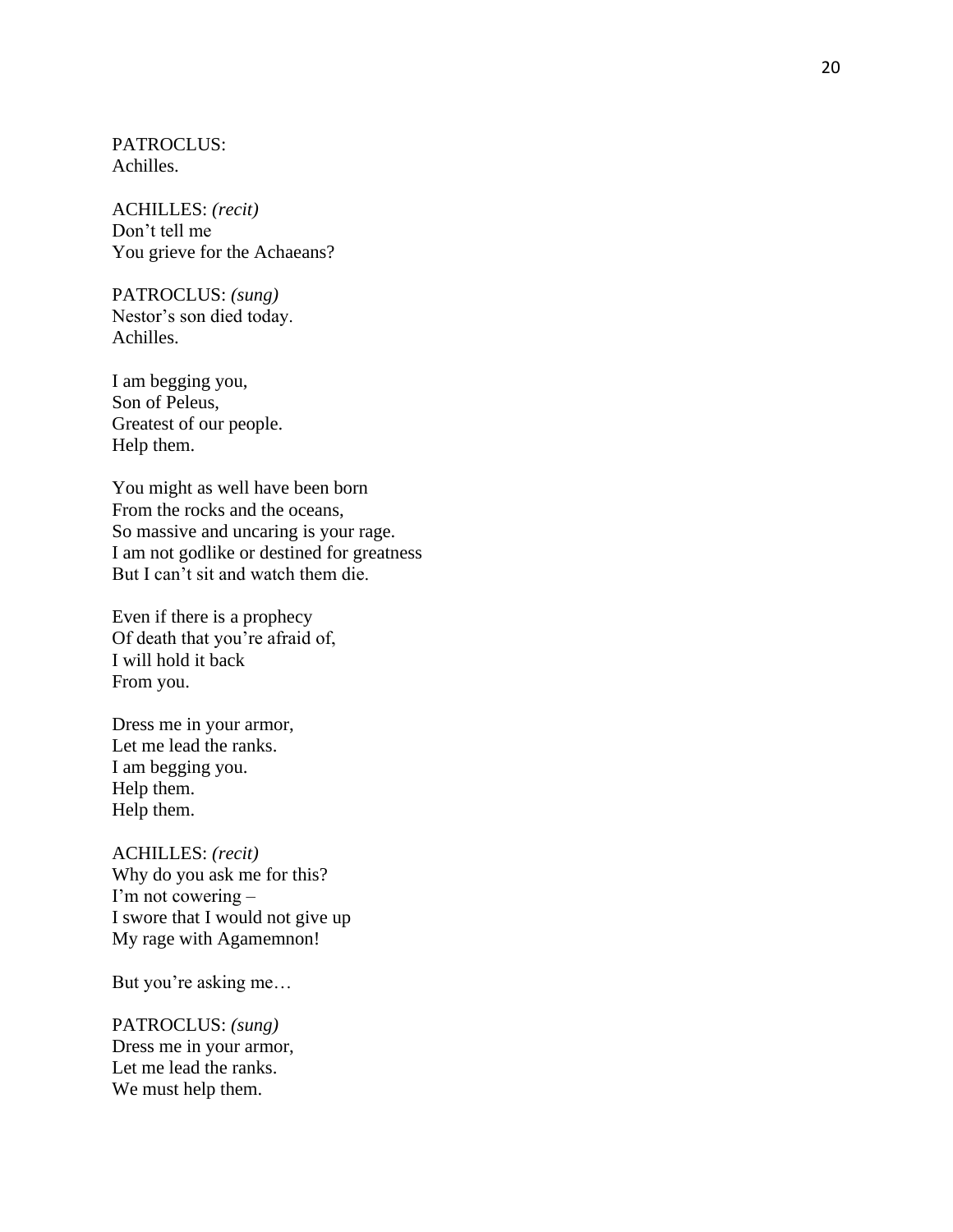PATROCLUS:
Achilles.

ACHILLES: *(recit)*
Don't tell me
You grieve for the Achaeans?

PATROCLUS: *(sung)*
Nestor's son died today.
Achilles.

I am begging you,
Son of Peleus,
Greatest of our people.
Help them.

You might as well have been born
From the rocks and the oceans,
So massive and uncaring is your rage.
I am not godlike or destined for greatness
But I can't sit and watch them die.

Even if there is a prophecy
Of death that you're afraid of,
I will hold it back
From you.

Dress me in your armor,
Let me lead the ranks.
I am begging you.
Help them.
Help them.

ACHILLES: *(recit)*
Why do you ask me for this?
I'm not cowering –
I swore that I would not give up
My rage with Agamemnon!

But you're asking me…

PATROCLUS: *(sung)*
Dress me in your armor,
Let me lead the ranks.
We must help them.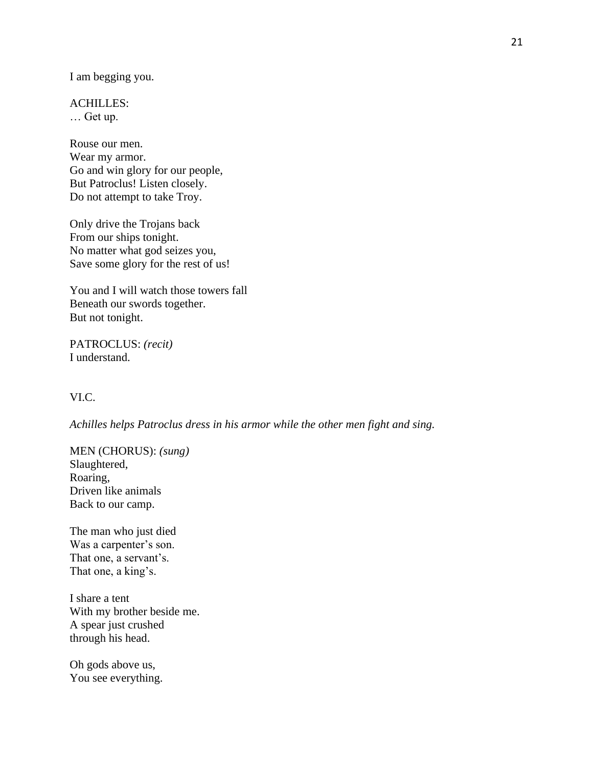I am begging you.

ACHILLES:  
… Get up.

Rouse our men.  
Wear my armor.  
Go and win glory for our people,  
But Patroclus! Listen closely.  
Do not attempt to take Troy.

Only drive the Trojans back  
From our ships tonight.  
No matter what god seizes you,  
Save some glory for the rest of us!

You and I will watch those towers fall  
Beneath our swords together.  
But not tonight.

PATROCLUS: *(recit)*  
I understand.

VI.C.

*Achilles helps Patroclus dress in his armor while the other men fight and sing.*

MEN (CHORUS): *(sung)*  
Slaughtered,  
Roaring,  
Driven like animals  
Back to our camp.

The man who just died  
Was a carpenter's son.  
That one, a servant's.  
That one, a king's.

I share a tent  
With my brother beside me.  
A spear just crushed  
through his head.

Oh gods above us,  
You see everything.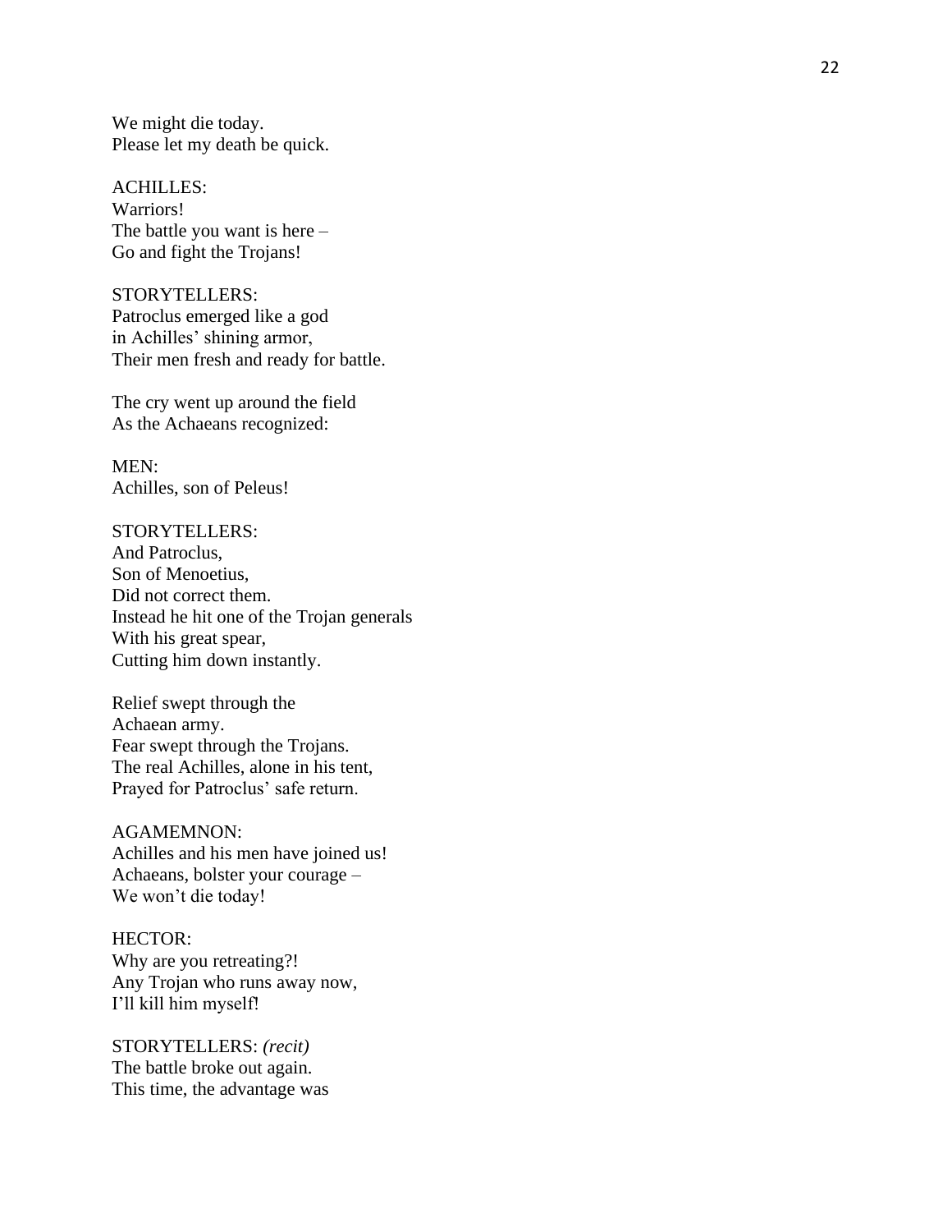We might die today.
Please let my death be quick.

ACHILLES:
Warriors!
The battle you want is here –
Go and fight the Trojans!

STORYTELLERS:
Patroclus emerged like a god
in Achilles' shining armor,
Their men fresh and ready for battle.

The cry went up around the field
As the Achaeans recognized:

MEN:
Achilles, son of Peleus!

STORYTELLERS:
And Patroclus,
Son of Menoetius,
Did not correct them.
Instead he hit one of the Trojan generals
With his great spear,
Cutting him down instantly.

Relief swept through the
Achaean army.
Fear swept through the Trojans.
The real Achilles, alone in his tent,
Prayed for Patroclus' safe return.

AGAMEMNON:
Achilles and his men have joined us!
Achaeans, bolster your courage –
We won't die today!

HECTOR:
Why are you retreating?!
Any Trojan who runs away now,
I'll kill him myself!

STORYTELLERS: *(recit)*
The battle broke out again.
This time, the advantage was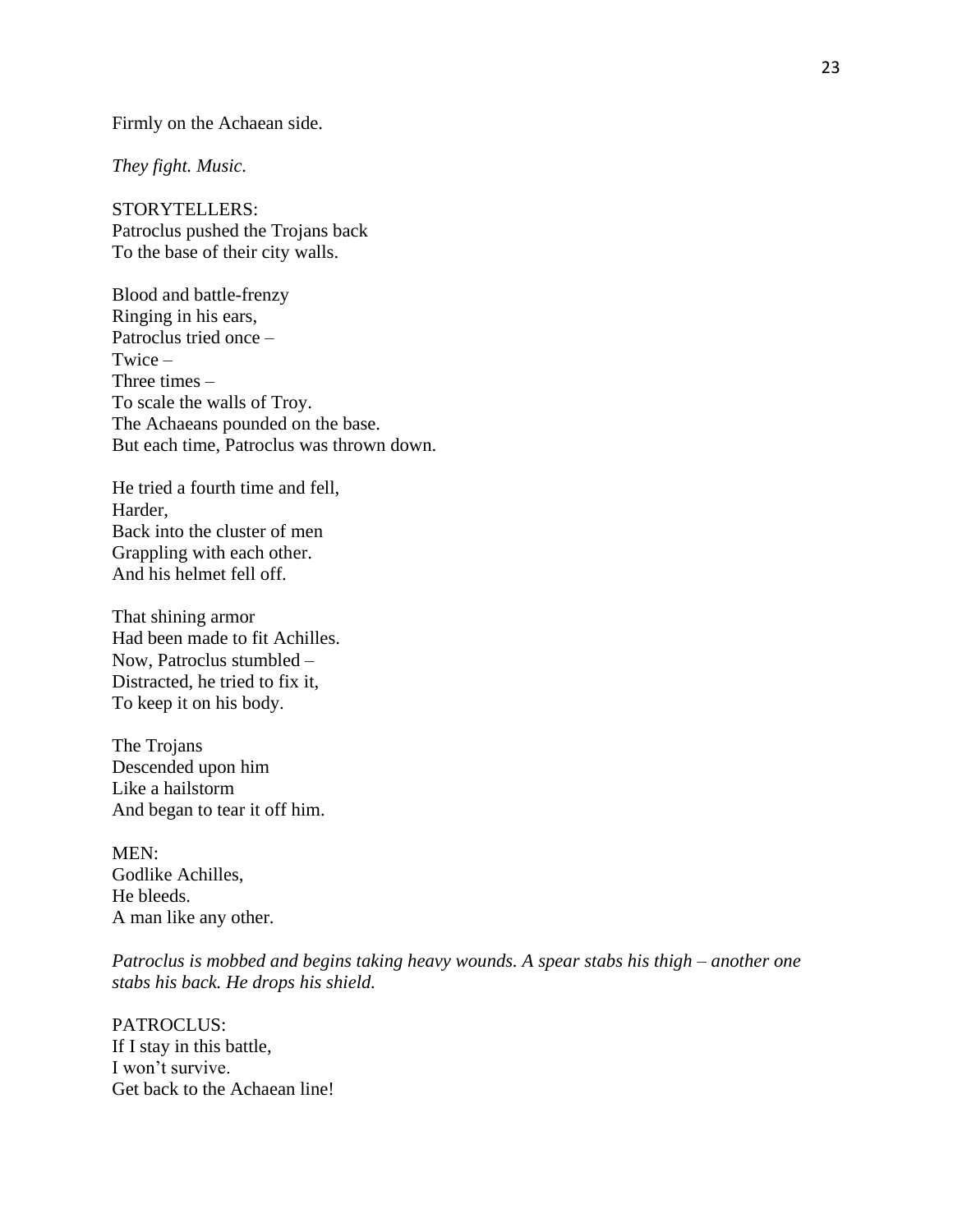Firmly on the Achaean side.

*They fight. Music.*

STORYTELLERS:
Patroclus pushed the Trojans back
To the base of their city walls.

Blood and battle-frenzy
Ringing in his ears,
Patroclus tried once –
Twice –
Three times –
To scale the walls of Troy.
The Achaeans pounded on the base.
But each time, Patroclus was thrown down.

He tried a fourth time and fell,
Harder,
Back into the cluster of men
Grappling with each other.
And his helmet fell off.

That shining armor
Had been made to fit Achilles.
Now, Patroclus stumbled –
Distracted, he tried to fix it,
To keep it on his body.

The Trojans
Descended upon him
Like a hailstorm
And began to tear it off him.

MEN:
Godlike Achilles,
He bleeds.
A man like any other.

*Patroclus is mobbed and begins taking heavy wounds. A spear stabs his thigh – another one stabs his back. He drops his shield.*

PATROCLUS:
If I stay in this battle,
I won't survive.
Get back to the Achaean line!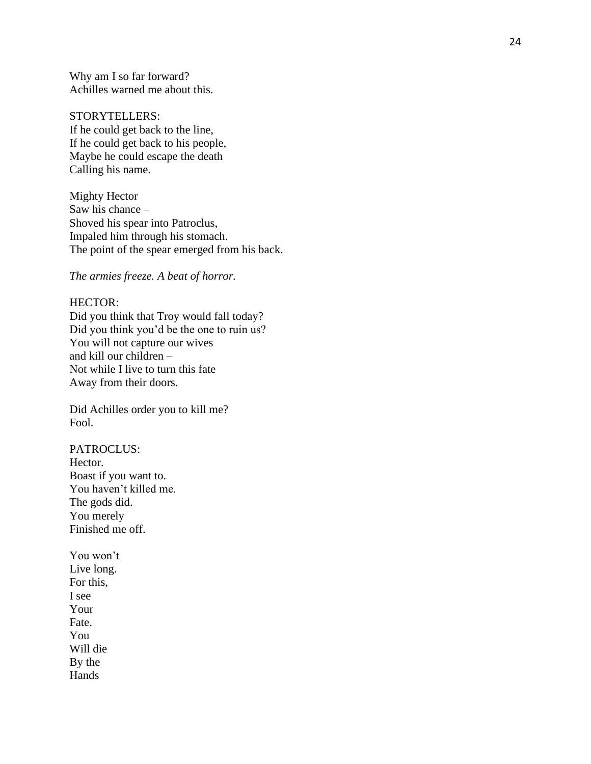Why am I so far forward?
Achilles warned me about this.

STORYTELLERS:
If he could get back to the line,
If he could get back to his people,
Maybe he could escape the death
Calling his name.

Mighty Hector
Saw his chance –
Shoved his spear into Patroclus,
Impaled him through his stomach.
The point of the spear emerged from his back.

*The armies freeze. A beat of horror.*

HECTOR:
Did you think that Troy would fall today?
Did you think you'd be the one to ruin us?
You will not capture our wives
and kill our children –
Not while I live to turn this fate
Away from their doors.

Did Achilles order you to kill me?
Fool.

PATROCLUS:
Hector.
Boast if you want to.
You haven't killed me.
The gods did.
You merely
Finished me off.

You won't
Live long.
For this,
I see
Your
Fate.
You
Will die
By the
Hands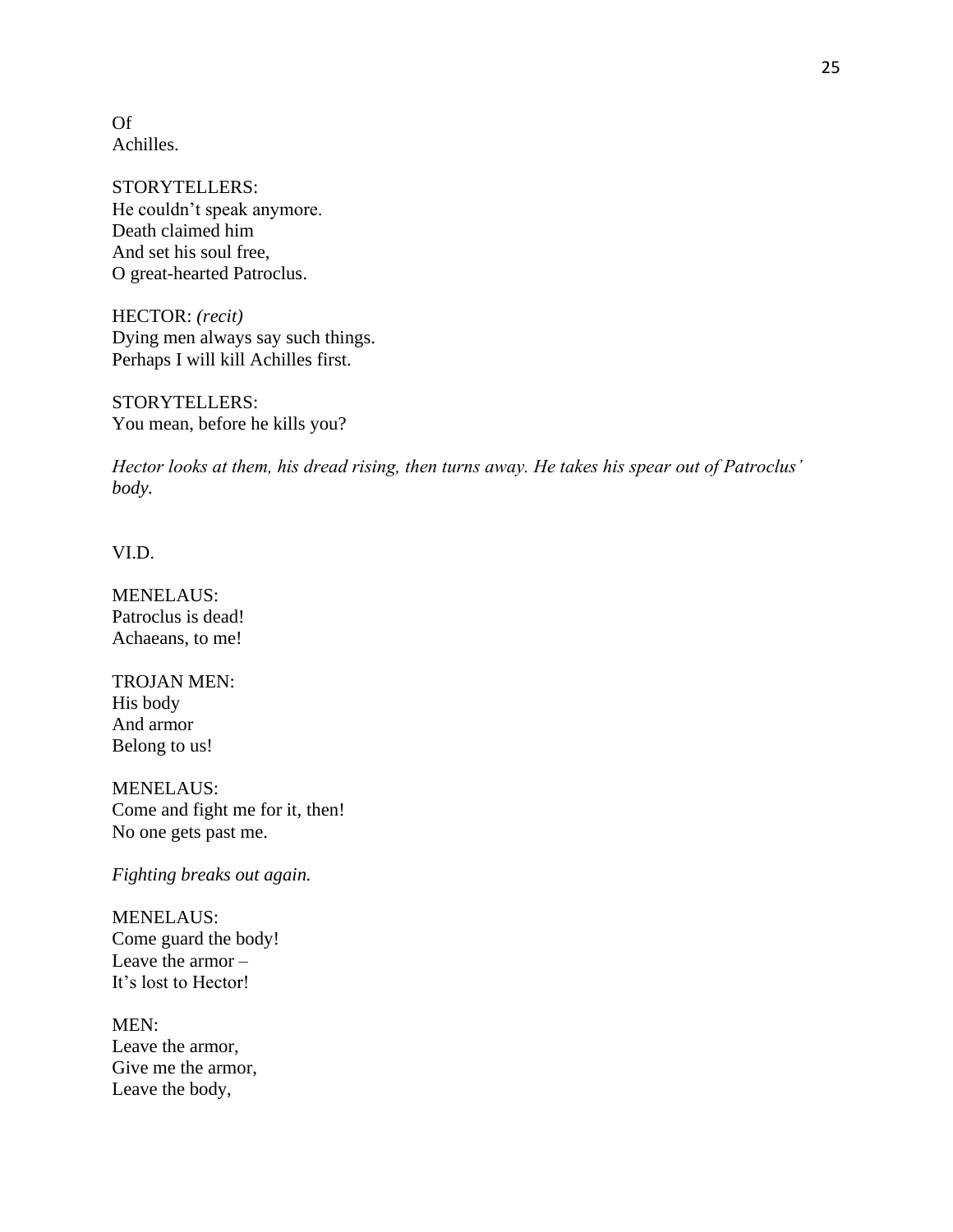Of
Achilles.

STORYTELLERS:
He couldn't speak anymore.
Death claimed him
And set his soul free,
O great-hearted Patroclus.

HECTOR: *(recit)*
Dying men always say such things.
Perhaps I will kill Achilles first.

STORYTELLERS:
You mean, before he kills you?

*Hector looks at them, his dread rising, then turns away. He takes his spear out of Patroclus' body.*

VI.D.

MENELAUS:
Patroclus is dead!
Achaeans, to me!

TROJAN MEN:
His body
And armor
Belong to us!

MENELAUS:
Come and fight me for it, then!
No one gets past me.

*Fighting breaks out again.*

MENELAUS:
Come guard the body!
Leave the armor –
It's lost to Hector!

MEN:
Leave the armor,
Give me the armor,
Leave the body,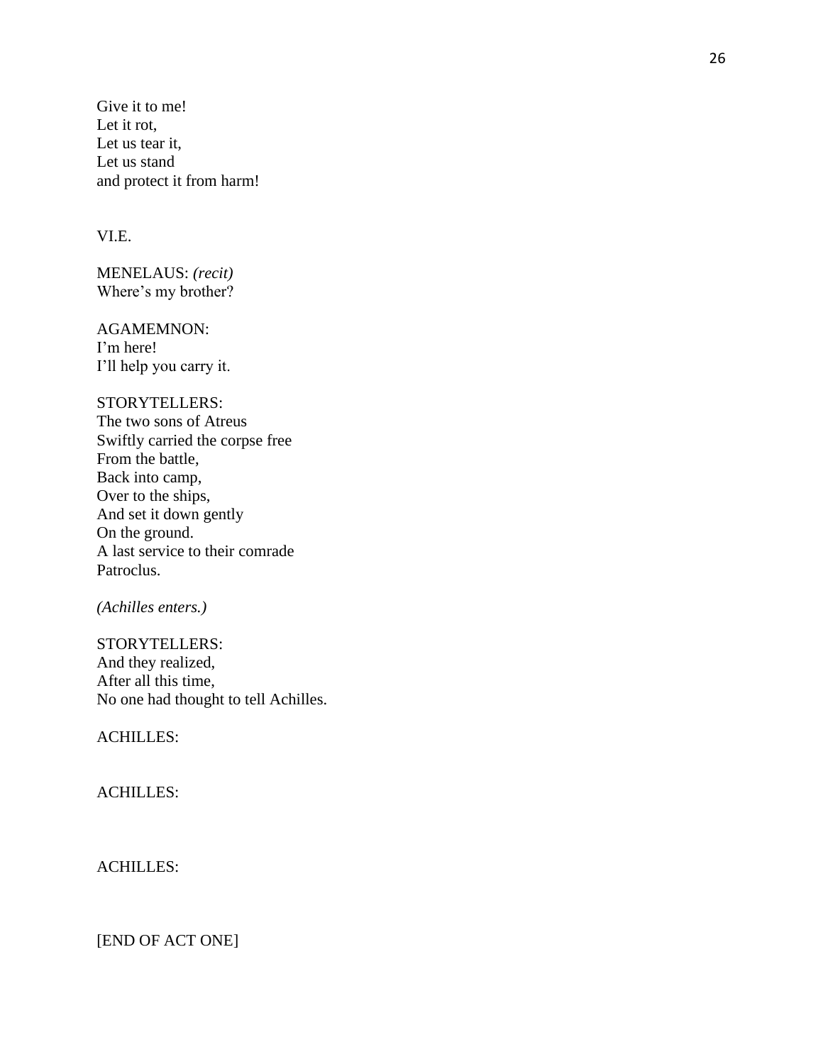Give it to me!
Let it rot,
Let us tear it,
Let us stand
and protect it from harm!

VI.E.

MENELAUS: *(recit)*
Where's my brother?

AGAMEMNON:
I'm here!
I'll help you carry it.

STORYTELLERS:
The two sons of Atreus
Swiftly carried the corpse free
From the battle,
Back into camp,
Over to the ships,
And set it down gently
On the ground.
A last service to their comrade
Patroclus.

*(Achilles enters.)*

STORYTELLERS:
And they realized,
After all this time,
No one had thought to tell Achilles.

ACHILLES:

ACHILLES:

ACHILLES:

[END OF ACT ONE]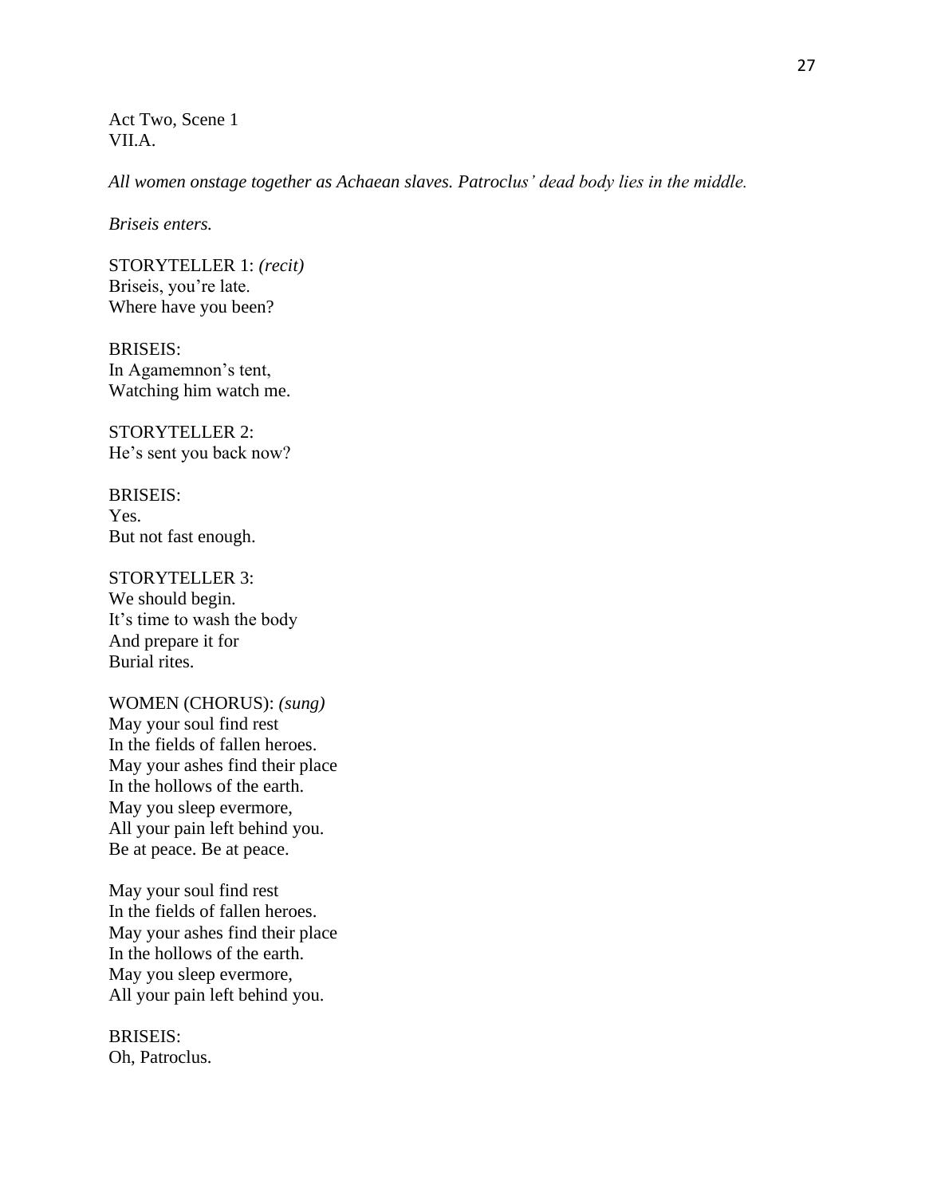Act Two, Scene 1
VII.A.

*All women onstage together as Achaean slaves. Patroclus' dead body lies in the middle.*

*Briseis enters.*

STORYTELLER 1: *(recit)*
Briseis, you're late.
Where have you been?

BRISEIS:
In Agamemnon's tent,
Watching him watch me.

STORYTELLER 2:
He's sent you back now?

BRISEIS:
Yes.
But not fast enough.

STORYTELLER 3:
We should begin.
It's time to wash the body
And prepare it for
Burial rites.

WOMEN (CHORUS): *(sung)*
May your soul find rest
In the fields of fallen heroes.
May your ashes find their place
In the hollows of the earth.
May you sleep evermore,
All your pain left behind you.
Be at peace. Be at peace.

May your soul find rest
In the fields of fallen heroes.
May your ashes find their place
In the hollows of the earth.
May you sleep evermore,
All your pain left behind you.

BRISEIS:
Oh, Patroclus.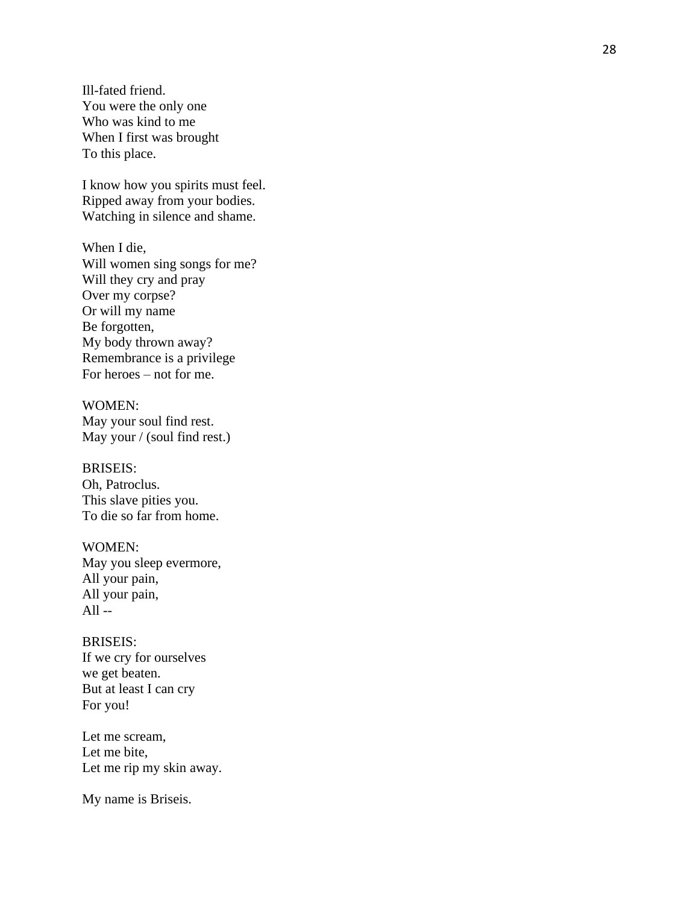Ill-fated friend.
You were the only one
Who was kind to me
When I first was brought
To this place.

I know how you spirits must feel.
Ripped away from your bodies.
Watching in silence and shame.

When I die,
Will women sing songs for me?
Will they cry and pray
Over my corpse?
Or will my name
Be forgotten,
My body thrown away?
Remembrance is a privilege
For heroes – not for me.

WOMEN:
May your soul find rest.
May your / (soul find rest.)

BRISEIS:
Oh, Patroclus.
This slave pities you.
To die so far from home.

WOMEN:
May you sleep evermore,
All your pain,
All your pain,
All --

BRISEIS:
If we cry for ourselves
we get beaten.
But at least I can cry
For you!

Let me scream,
Let me bite,
Let me rip my skin away.

My name is Briseis.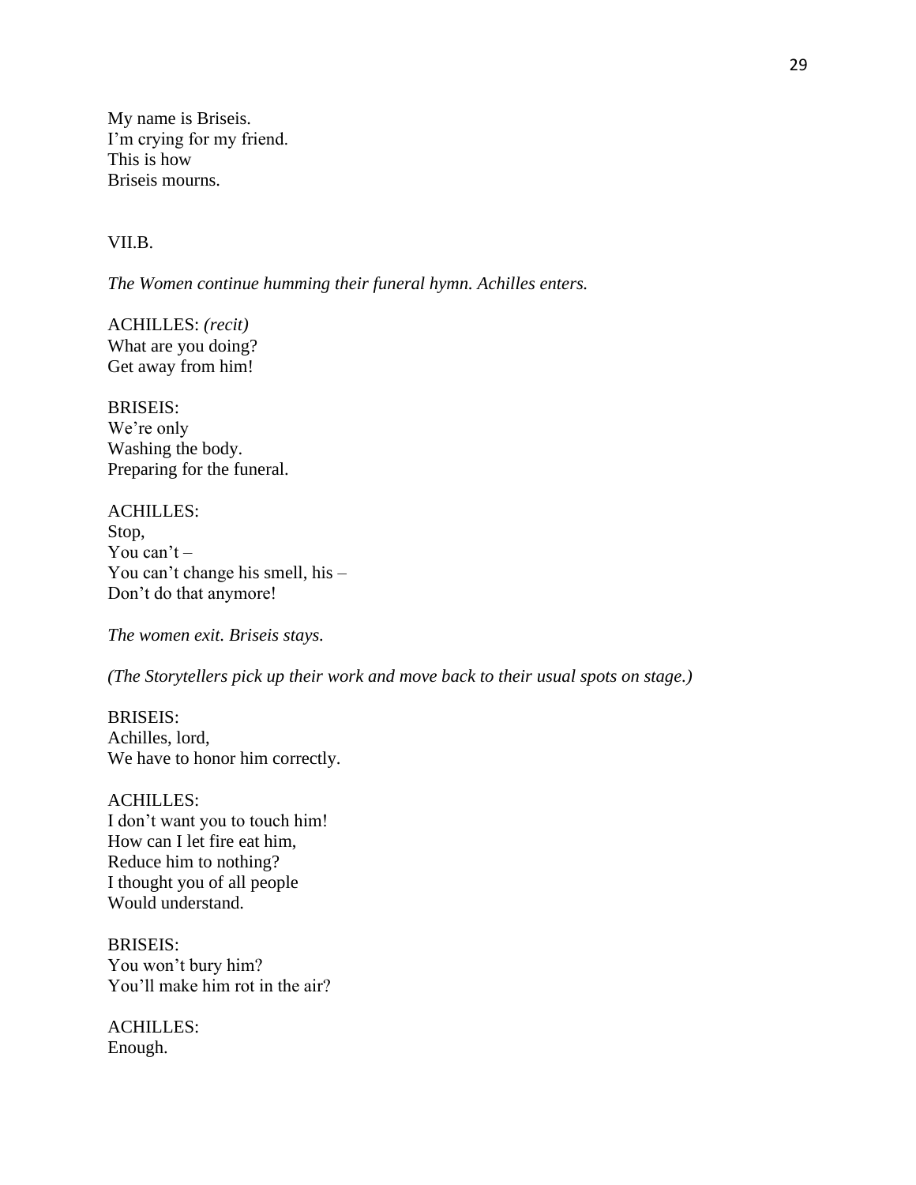My name is Briseis.  
I'm crying for my friend.  
This is how  
Briseis mourns.

VII.B.

*The Women continue humming their funeral hymn. Achilles enters.*

ACHILLES: *(recit)*  
What are you doing?  
Get away from him!

BRISEIS:  
We're only  
Washing the body.  
Preparing for the funeral.

ACHILLES:  
Stop,  
You can't –  
You can't change his smell, his –  
Don't do that anymore!

*The women exit. Briseis stays.*

*(The Storytellers pick up their work and move back to their usual spots on stage.)*

BRISEIS:  
Achilles, lord,  
We have to honor him correctly.

ACHILLES:  
I don't want you to touch him!  
How can I let fire eat him,  
Reduce him to nothing?  
I thought you of all people  
Would understand.

BRISEIS:  
You won't bury him?  
You'll make him rot in the air?

ACHILLES:  
Enough.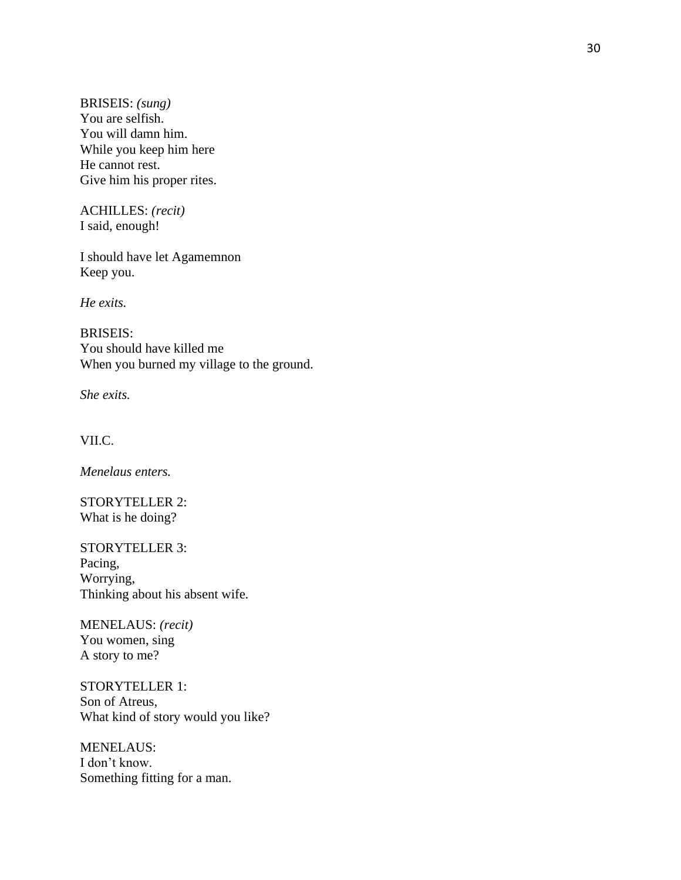BRISEIS: *(sung)*
You are selfish.
You will damn him.
While you keep him here
He cannot rest.
Give him his proper rites.

ACHILLES: *(recit)*
I said, enough!

I should have let Agamemnon
Keep you.

*He exits.*

BRISEIS:
You should have killed me
When you burned my village to the ground.

*She exits.*

VII.C.

*Menelaus enters.*

STORYTELLER 2:
What is he doing?

STORYTELLER 3:
Pacing,
Worrying,
Thinking about his absent wife.

MENELAUS: *(recit)*
You women, sing
A story to me?

STORYTELLER 1:
Son of Atreus,
What kind of story would you like?

MENELAUS:
I don't know.
Something fitting for a man.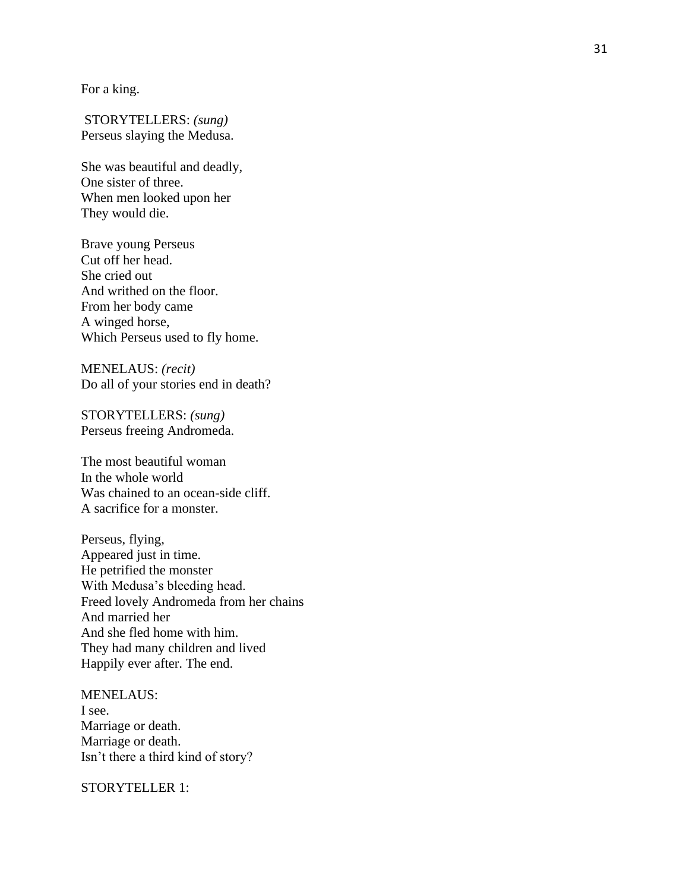For a king.

STORYTELLERS: *(sung)*
Perseus slaying the Medusa.

She was beautiful and deadly,
One sister of three.
When men looked upon her
They would die.

Brave young Perseus
Cut off her head.
She cried out
And writhed on the floor.
From her body came
A winged horse,
Which Perseus used to fly home.

MENELAUS: *(recit)*
Do all of your stories end in death?

STORYTELLERS: *(sung)*
Perseus freeing Andromeda.

The most beautiful woman
In the whole world
Was chained to an ocean-side cliff.
A sacrifice for a monster.

Perseus, flying,
Appeared just in time.
He petrified the monster
With Medusa's bleeding head.
Freed lovely Andromeda from her chains
And married her
And she fled home with him.
They had many children and lived
Happily ever after. The end.

MENELAUS:
I see.
Marriage or death.
Marriage or death.
Isn't there a third kind of story?

STORYTELLER 1: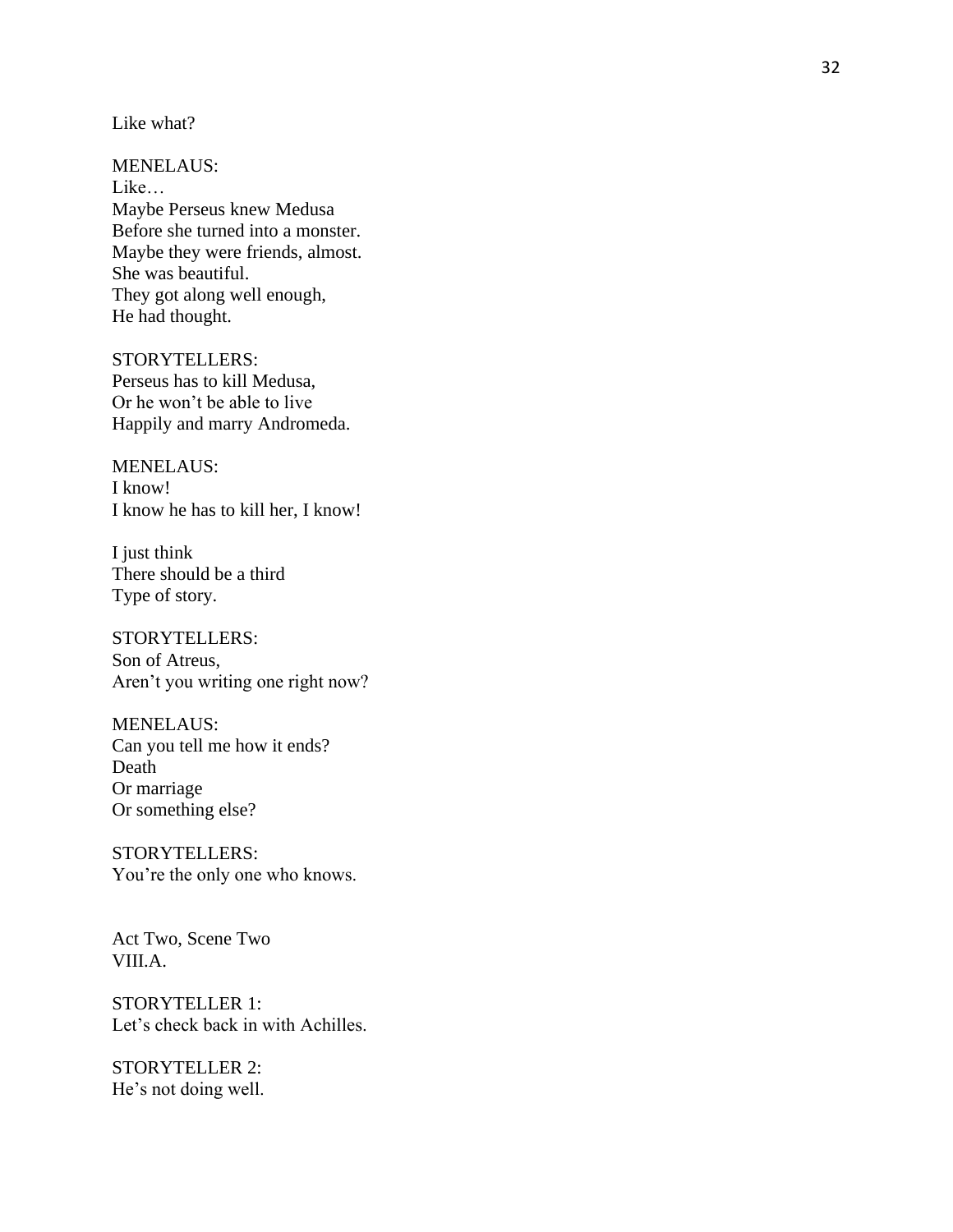Like what?

MENELAUS:
Like…
Maybe Perseus knew Medusa
Before she turned into a monster.
Maybe they were friends, almost.
She was beautiful.
They got along well enough,
He had thought.

STORYTELLERS:
Perseus has to kill Medusa,
Or he won't be able to live
Happily and marry Andromeda.

MENELAUS:
I know!
I know he has to kill her, I know!

I just think
There should be a third
Type of story.

STORYTELLERS:
Son of Atreus,
Aren't you writing one right now?

MENELAUS:
Can you tell me how it ends?
Death
Or marriage
Or something else?

STORYTELLERS:
You're the only one who knows.

Act Two, Scene Two
VIII.A.

STORYTELLER 1:
Let's check back in with Achilles.

STORYTELLER 2:
He's not doing well.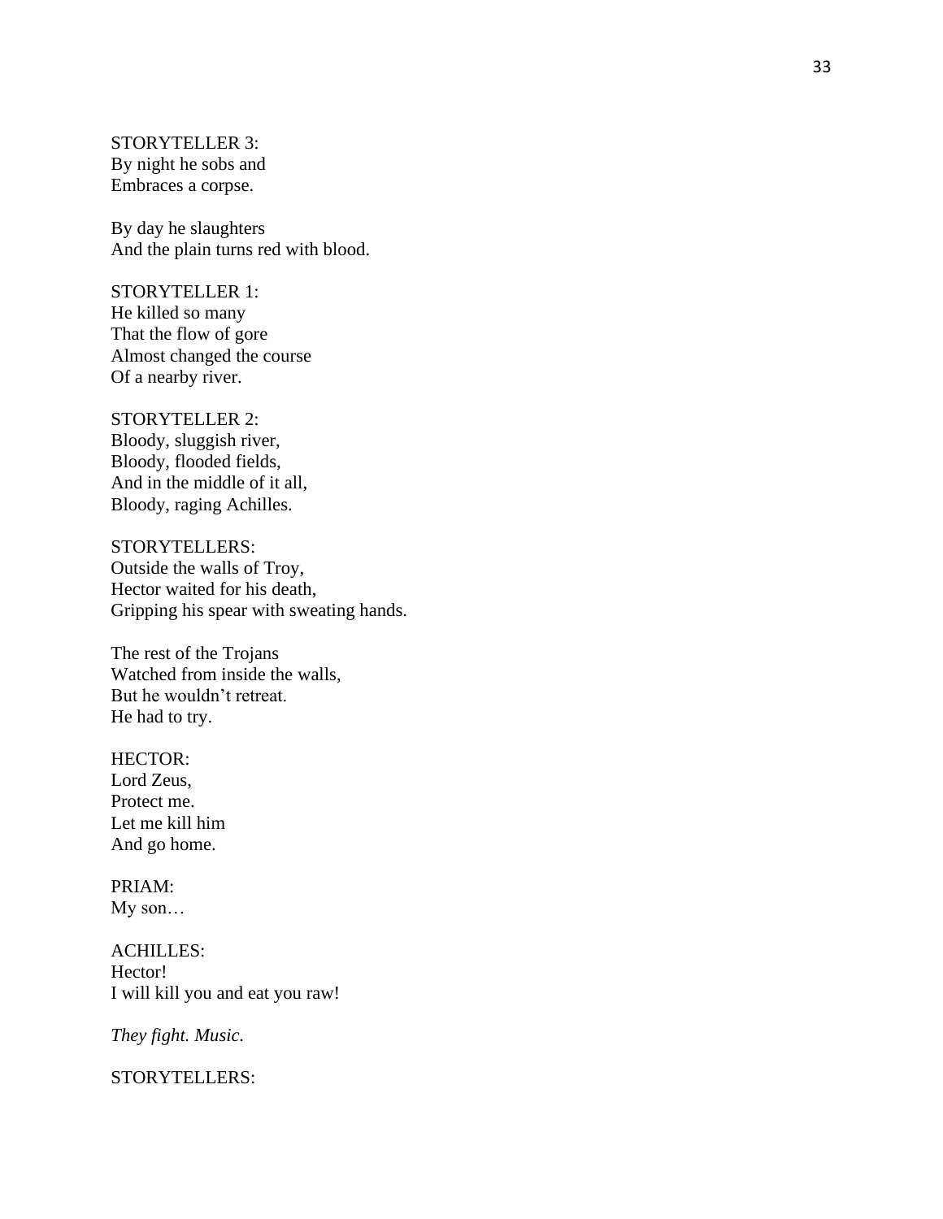STORYTELLER 3:
By night he sobs and
Embraces a corpse.

By day he slaughters
And the plain turns red with blood.

STORYTELLER 1:
He killed so many
That the flow of gore
Almost changed the course
Of a nearby river.

STORYTELLER 2:
Bloody, sluggish river,
Bloody, flooded fields,
And in the middle of it all,
Bloody, raging Achilles.

STORYTELLERS:
Outside the walls of Troy,
Hector waited for his death,
Gripping his spear with sweating hands.

The rest of the Trojans
Watched from inside the walls,
But he wouldn't retreat.
He had to try.

HECTOR:
Lord Zeus,
Protect me.
Let me kill him
And go home.

PRIAM:
My son…

ACHILLES:
Hector!
I will kill you and eat you raw!

*They fight. Music.*

STORYTELLERS: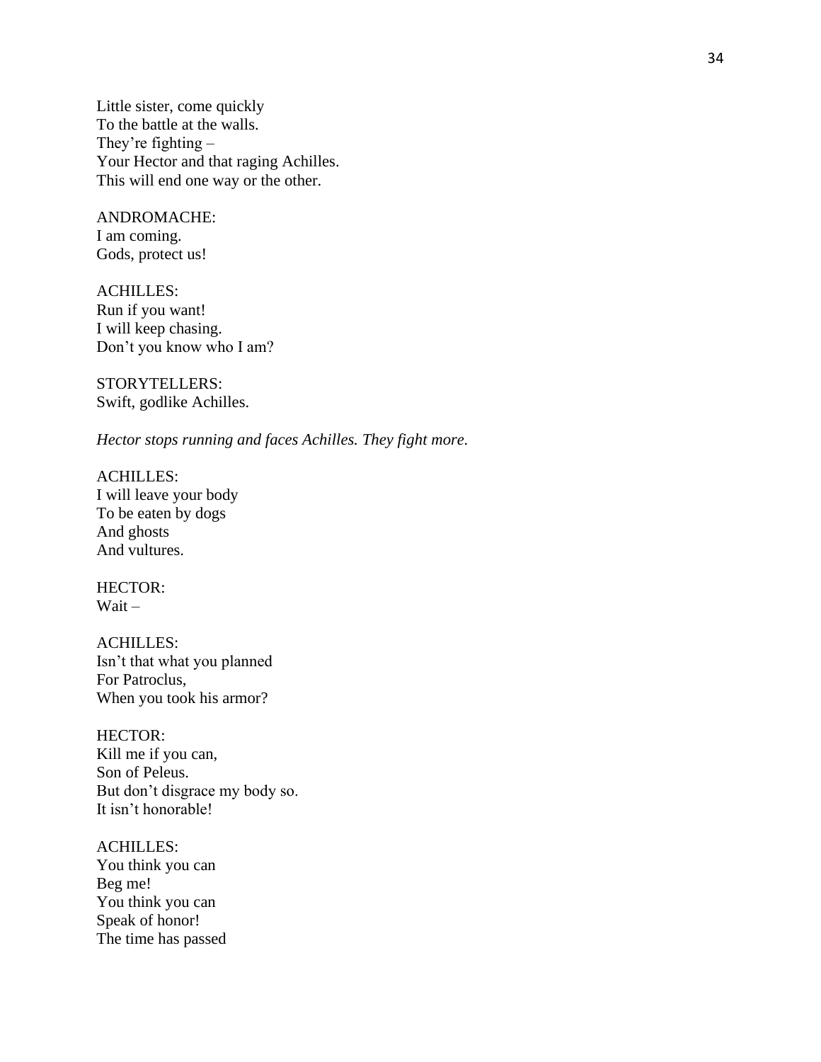Little sister, come quickly
To the battle at the walls.
They're fighting –
Your Hector and that raging Achilles.
This will end one way or the other.

ANDROMACHE:
I am coming.
Gods, protect us!

ACHILLES:
Run if you want!
I will keep chasing.
Don't you know who I am?

STORYTELLERS:
Swift, godlike Achilles.

*Hector stops running and faces Achilles. They fight more.*

ACHILLES:
I will leave your body
To be eaten by dogs
And ghosts
And vultures.

HECTOR:
Wait –

ACHILLES:
Isn't that what you planned
For Patroclus,
When you took his armor?

HECTOR:
Kill me if you can,
Son of Peleus.
But don't disgrace my body so.
It isn't honorable!

ACHILLES:
You think you can
Beg me!
You think you can
Speak of honor!
The time has passed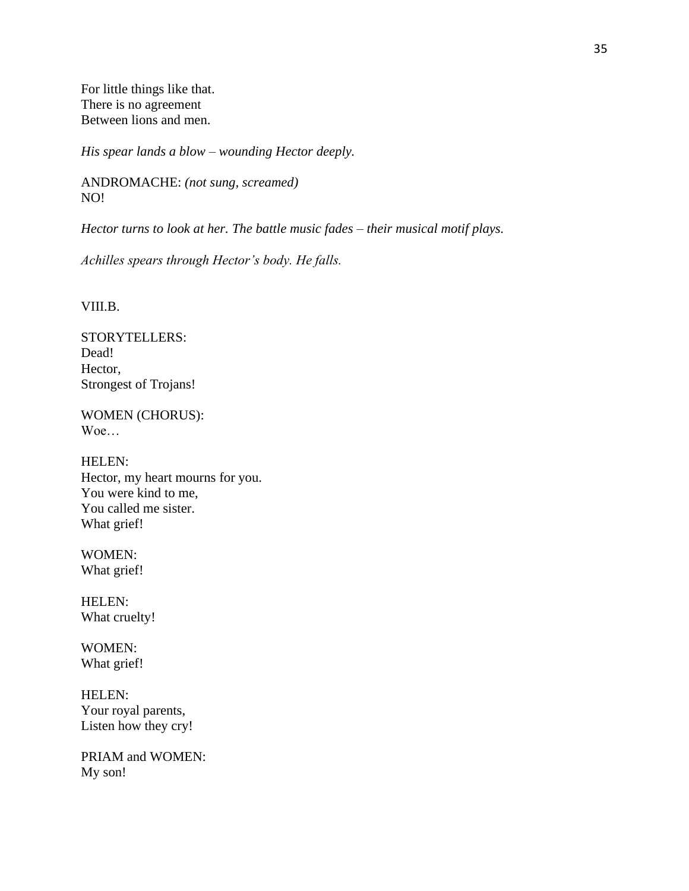For little things like that.  
There is no agreement  
Between lions and men.

*His spear lands a blow – wounding Hector deeply.*

ANDROMACHE: *(not sung, screamed)*  
NO!

*Hector turns to look at her. The battle music fades – their musical motif plays.*

*Achilles spears through Hector's body. He falls.*

VIII.B.

STORYTELLERS:  
Dead!  
Hector,  
Strongest of Trojans!

WOMEN (CHORUS):  
Woe…

HELEN:  
Hector, my heart mourns for you.  
You were kind to me,  
You called me sister.  
What grief!

WOMEN:  
What grief!

HELEN:  
What cruelty!

WOMEN:  
What grief!

HELEN:  
Your royal parents,  
Listen how they cry!

PRIAM and WOMEN:  
My son!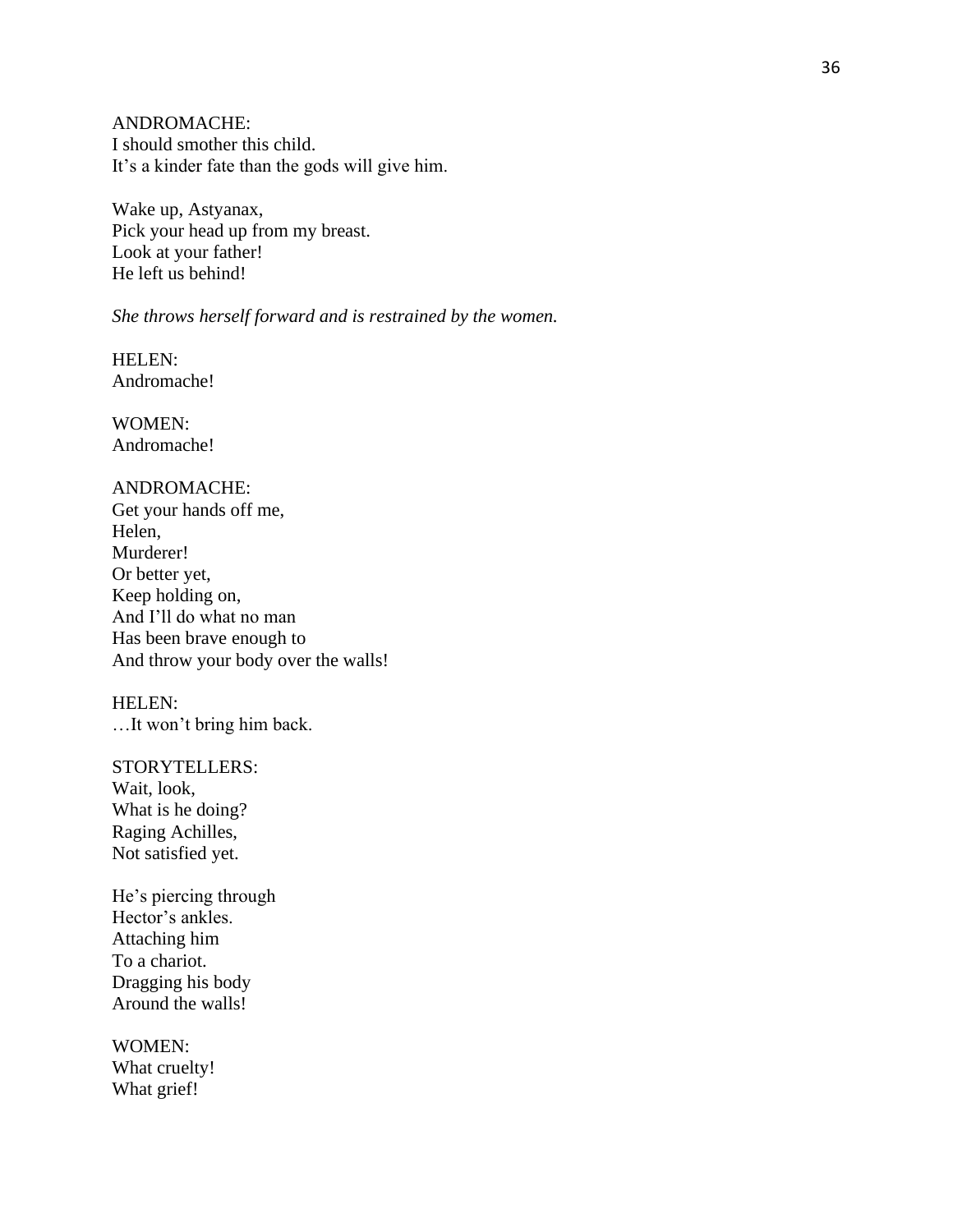ANDROMACHE:
I should smother this child.
It's a kinder fate than the gods will give him.

Wake up, Astyanax,
Pick your head up from my breast.
Look at your father!
He left us behind!

*She throws herself forward and is restrained by the women.*

HELEN:
Andromache!

WOMEN:
Andromache!

ANDROMACHE:
Get your hands off me,
Helen,
Murderer!
Or better yet,
Keep holding on,
And I'll do what no man
Has been brave enough to
And throw your body over the walls!

HELEN:
…It won't bring him back.

STORYTELLERS:
Wait, look,
What is he doing?
Raging Achilles,
Not satisfied yet.

He's piercing through
Hector's ankles.
Attaching him
To a chariot.
Dragging his body
Around the walls!

WOMEN:
What cruelty!
What grief!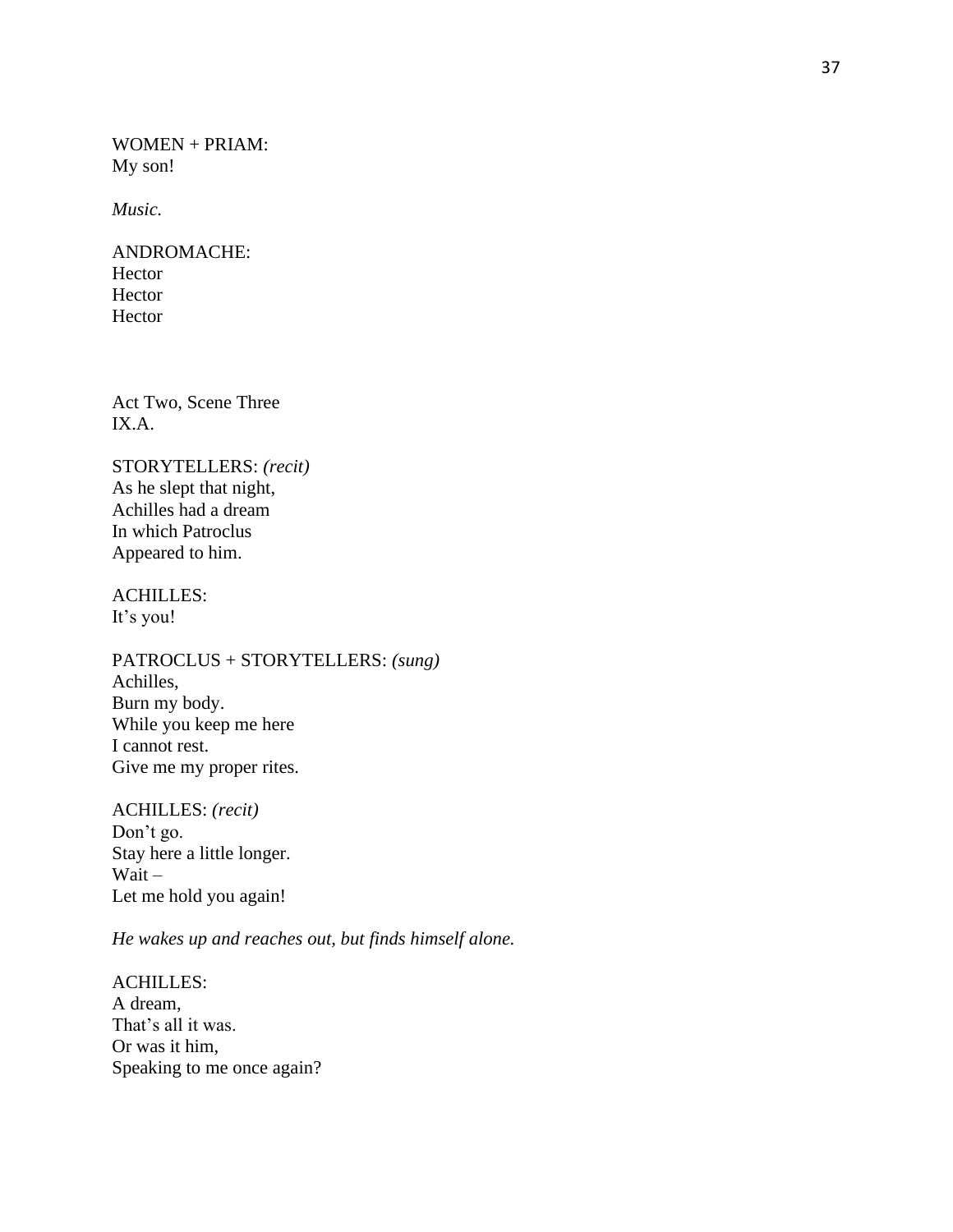WOMEN + PRIAM:
My son!

*Music.*

ANDROMACHE:
Hector
Hector
Hector

Act Two, Scene Three
IX.A.

STORYTELLERS: *(recit)*
As he slept that night,
Achilles had a dream
In which Patroclus
Appeared to him.

ACHILLES:
It's you!

PATROCLUS + STORYTELLERS: *(sung)*
Achilles,
Burn my body.
While you keep me here
I cannot rest.
Give me my proper rites.

ACHILLES: *(recit)*
Don't go.
Stay here a little longer.
Wait –
Let me hold you again!

*He wakes up and reaches out, but finds himself alone.*

ACHILLES:
A dream,
That's all it was.
Or was it him,
Speaking to me once again?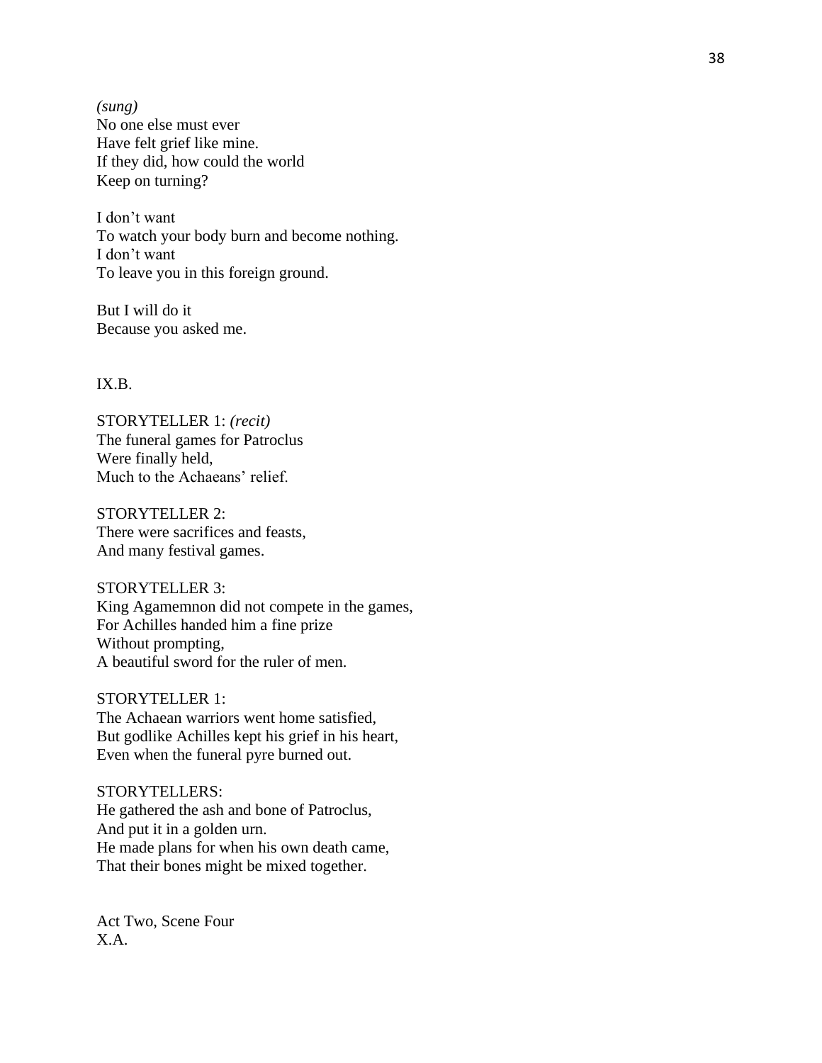*(sung)*
No one else must ever
Have felt grief like mine.
If they did, how could the world
Keep on turning?

I don't want
To watch your body burn and become nothing.
I don't want
To leave you in this foreign ground.

But I will do it
Because you asked me.

IX.B.

STORYTELLER 1: *(recit)*
The funeral games for Patroclus
Were finally held,
Much to the Achaeans' relief.

STORYTELLER 2:
There were sacrifices and feasts,
And many festival games.

STORYTELLER 3:
King Agamemnon did not compete in the games,
For Achilles handed him a fine prize
Without prompting,
A beautiful sword for the ruler of men.

STORYTELLER 1:
The Achaean warriors went home satisfied,
But godlike Achilles kept his grief in his heart,
Even when the funeral pyre burned out.

STORYTELLERS:
He gathered the ash and bone of Patroclus,
And put it in a golden urn.
He made plans for when his own death came,
That their bones might be mixed together.

Act Two, Scene Four
X.A.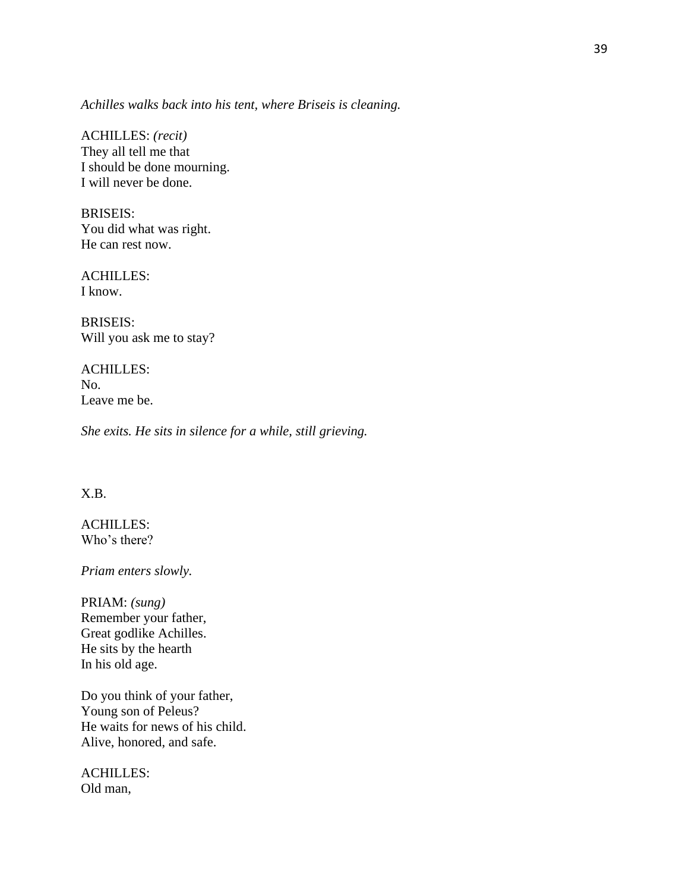*Achilles walks back into his tent, where Briseis is cleaning.*

ACHILLES: *(recit)*
They all tell me that
I should be done mourning.
I will never be done.

BRISEIS:
You did what was right.
He can rest now.

ACHILLES:
I know.

BRISEIS:
Will you ask me to stay?

ACHILLES:
No.
Leave me be.

*She exits. He sits in silence for a while, still grieving.*

X.B.

ACHILLES:
Who's there?

*Priam enters slowly.*

PRIAM: *(sung)*
Remember your father,
Great godlike Achilles.
He sits by the hearth
In his old age.

Do you think of your father,
Young son of Peleus?
He waits for news of his child.
Alive, honored, and safe.

ACHILLES:
Old man,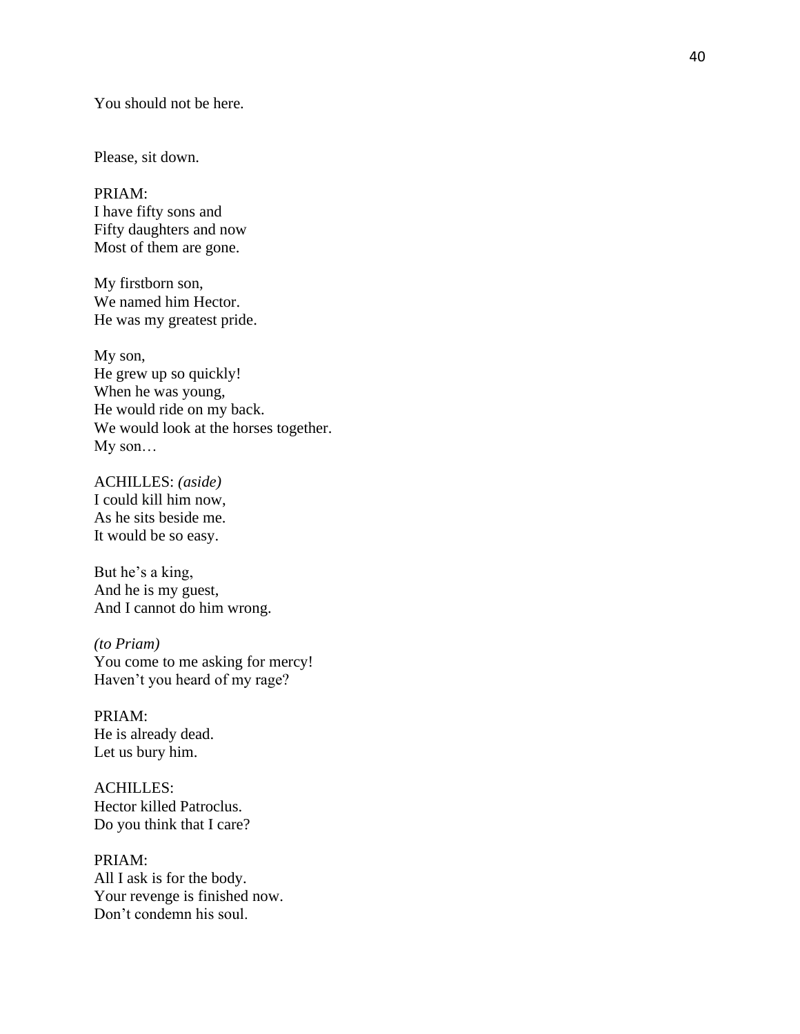You should not be here.

Please, sit down.

PRIAM:
I have fifty sons and
Fifty daughters and now
Most of them are gone.

My firstborn son,
We named him Hector.
He was my greatest pride.

My son,
He grew up so quickly!
When he was young,
He would ride on my back.
We would look at the horses together.
My son…

ACHILLES: *(aside)*
I could kill him now,
As he sits beside me.
It would be so easy.

But he's a king,
And he is my guest,
And I cannot do him wrong.

*(to Priam)*
You come to me asking for mercy!
Haven't you heard of my rage?

PRIAM:
He is already dead.
Let us bury him.

ACHILLES:
Hector killed Patroclus.
Do you think that I care?

PRIAM:
All I ask is for the body.
Your revenge is finished now.
Don't condemn his soul.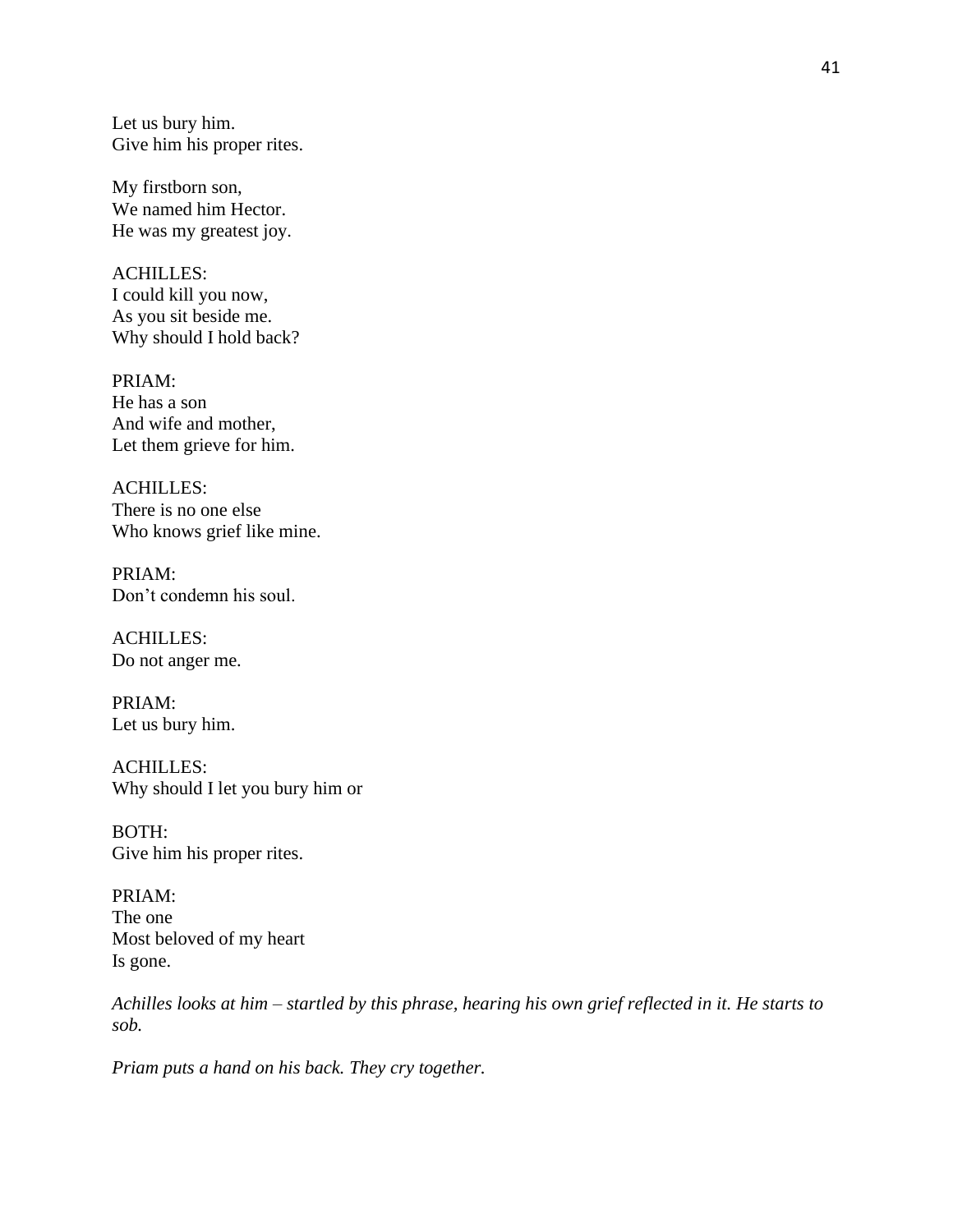Let us bury him.
Give him his proper rites.

My firstborn son,
We named him Hector.
He was my greatest joy.

ACHILLES:
I could kill you now,
As you sit beside me.
Why should I hold back?

PRIAM:
He has a son
And wife and mother,
Let them grieve for him.

ACHILLES:
There is no one else
Who knows grief like mine.

PRIAM:
Don't condemn his soul.

ACHILLES:
Do not anger me.

PRIAM:
Let us bury him.

ACHILLES:
Why should I let you bury him or

BOTH:
Give him his proper rites.

PRIAM:
The one
Most beloved of my heart
Is gone.

*Achilles looks at him – startled by this phrase, hearing his own grief reflected in it. He starts to sob.*

*Priam puts a hand on his back. They cry together.*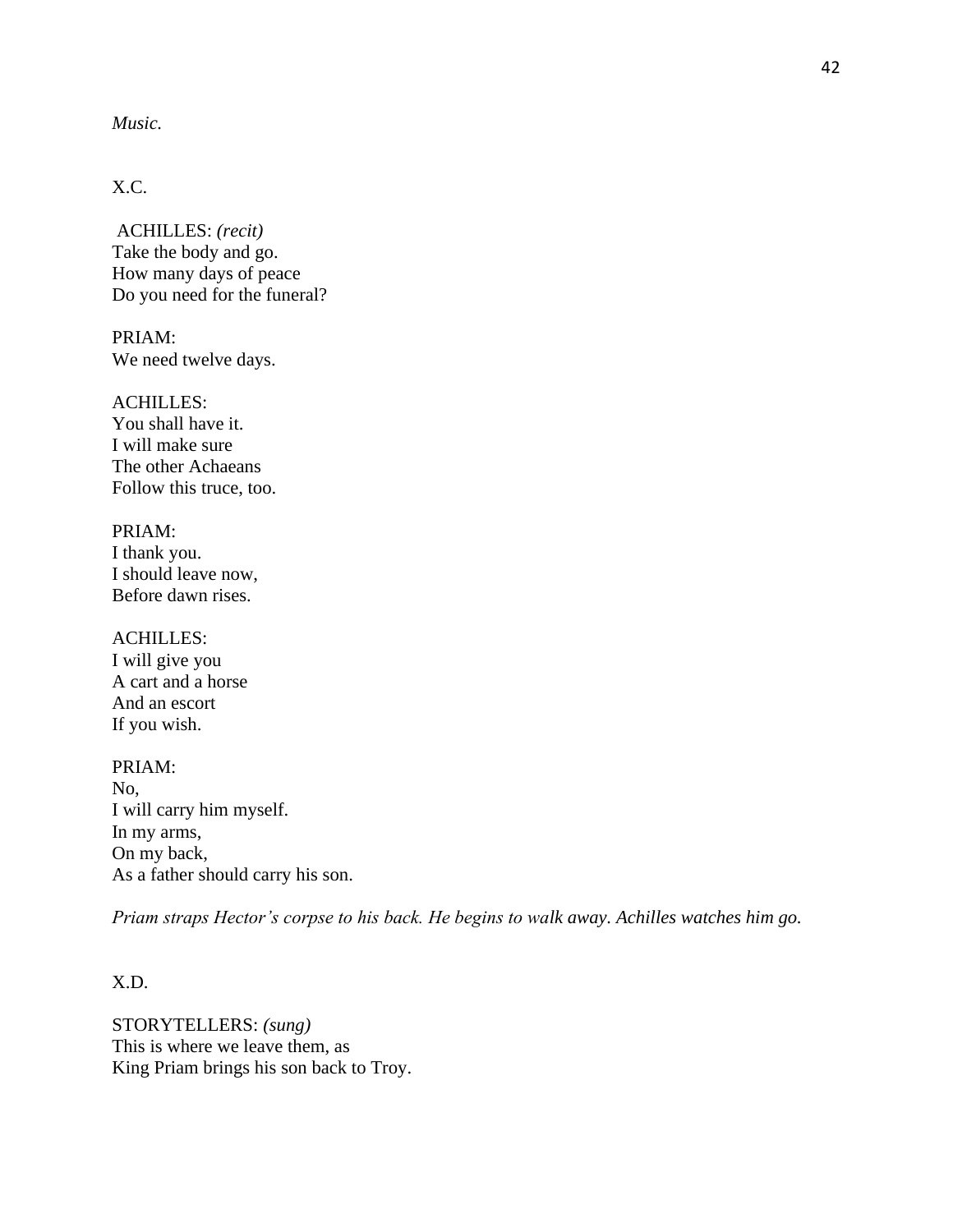*Music.*

X.C.

ACHILLES: *(recit)*
Take the body and go.
How many days of peace
Do you need for the funeral?

PRIAM:
We need twelve days.

ACHILLES:
You shall have it.
I will make sure
The other Achaeans
Follow this truce, too.

PRIAM:
I thank you.
I should leave now,
Before dawn rises.

ACHILLES:
I will give you
A cart and a horse
And an escort
If you wish.

PRIAM:
No,
I will carry him myself.
In my arms,
On my back,
As a father should carry his son.

*Priam straps Hector's corpse to his back. He begins to walk away. Achilles watches him go.*

X.D.

STORYTELLERS: *(sung)*
This is where we leave them, as
King Priam brings his son back to Troy.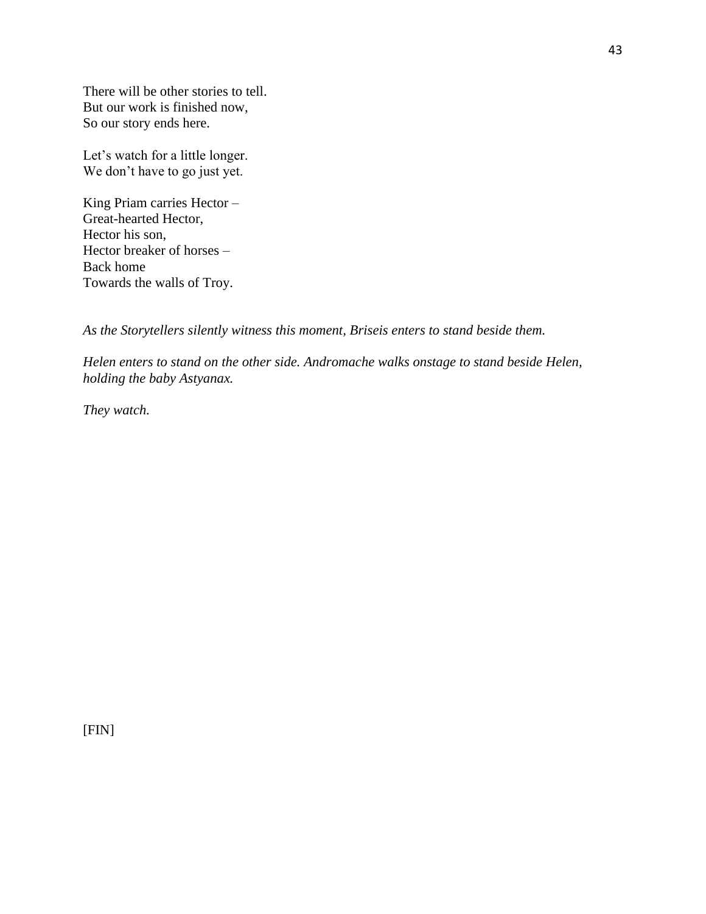There will be other stories to tell.
But our work is finished now,
So our story ends here.

Let's watch for a little longer.
We don't have to go just yet.

King Priam carries Hector –
Great-hearted Hector,
Hector his son,
Hector breaker of horses –
Back home
Towards the walls of Troy.

*As the Storytellers silently witness this moment, Briseis enters to stand beside them.*

*Helen enters to stand on the other side. Andromache walks onstage to stand beside Helen, holding the baby Astyanax.*

*They watch.*

[FIN]